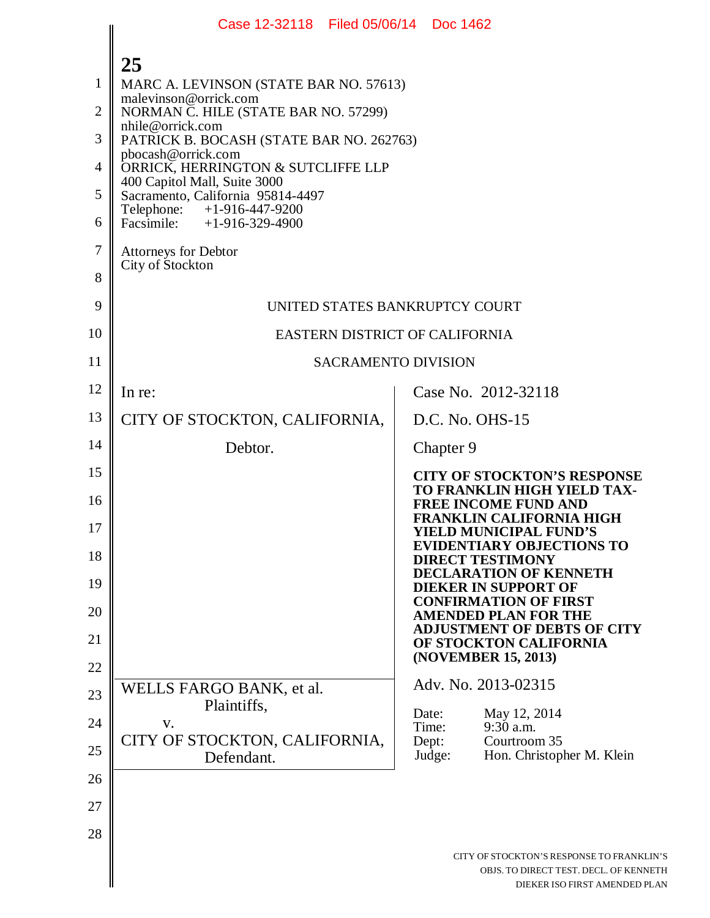MARC A. LEVINSON (STATE BAR NO. 57613)
malevinson@orrick.com
NORMAN C. HILE (STATE BAR NO. 57299)
nhile@orrick.com
PATRICK B. BOCASH (STATE BAR NO. 262763)
pbocash@orrick.com
ORRICK, HERRINGTON & SUTCLIFFE LLP
400 Capitol Mall, Suite 3000
Sacramento, California 95814-4497
Telephone: +1-916-447-9200
Facsimile: +1-916-329-4900

Attorneys for Debtor
City of Stockton

UNITED STATES BANKRUPTCY COURT

EASTERN DISTRICT OF CALIFORNIA

SACRAMENTO DIVISION

| | |
|---|---|
| In re:<br><br>CITY OF STOCKTON, CALIFORNIA,<br><br>Debtor. | Case No. 2012-32118<br><br>D.C. No. OHS-15<br><br>Chapter 9<br><br>**CITY OF STOCKTON'S RESPONSE TO FRANKLIN HIGH YIELD TAX-FREE INCOME FUND AND FRANKLIN CALIFORNIA HIGH YIELD MUNICIPAL FUND'S EVIDENTIARY OBJECTIONS TO DIRECT TESTIMONY DECLARATION OF KENNETH DIEKER IN SUPPORT OF CONFIRMATION OF FIRST AMENDED PLAN FOR THE ADJUSTMENT OF DEBTS OF CITY OF STOCKTON CALIFORNIA (NOVEMBER 15, 2013)** |
| WELLS FARGO BANK, et al.<br>Plaintiffs,<br>v.<br>CITY OF STOCKTON, CALIFORNIA,<br>Defendant. | Adv. No. 2013-02315<br><br>Date: May 12, 2014<br>Time: 9:30 a.m.<br>Dept: Courtroom 35<br>Judge: Hon. Christopher M. Klein |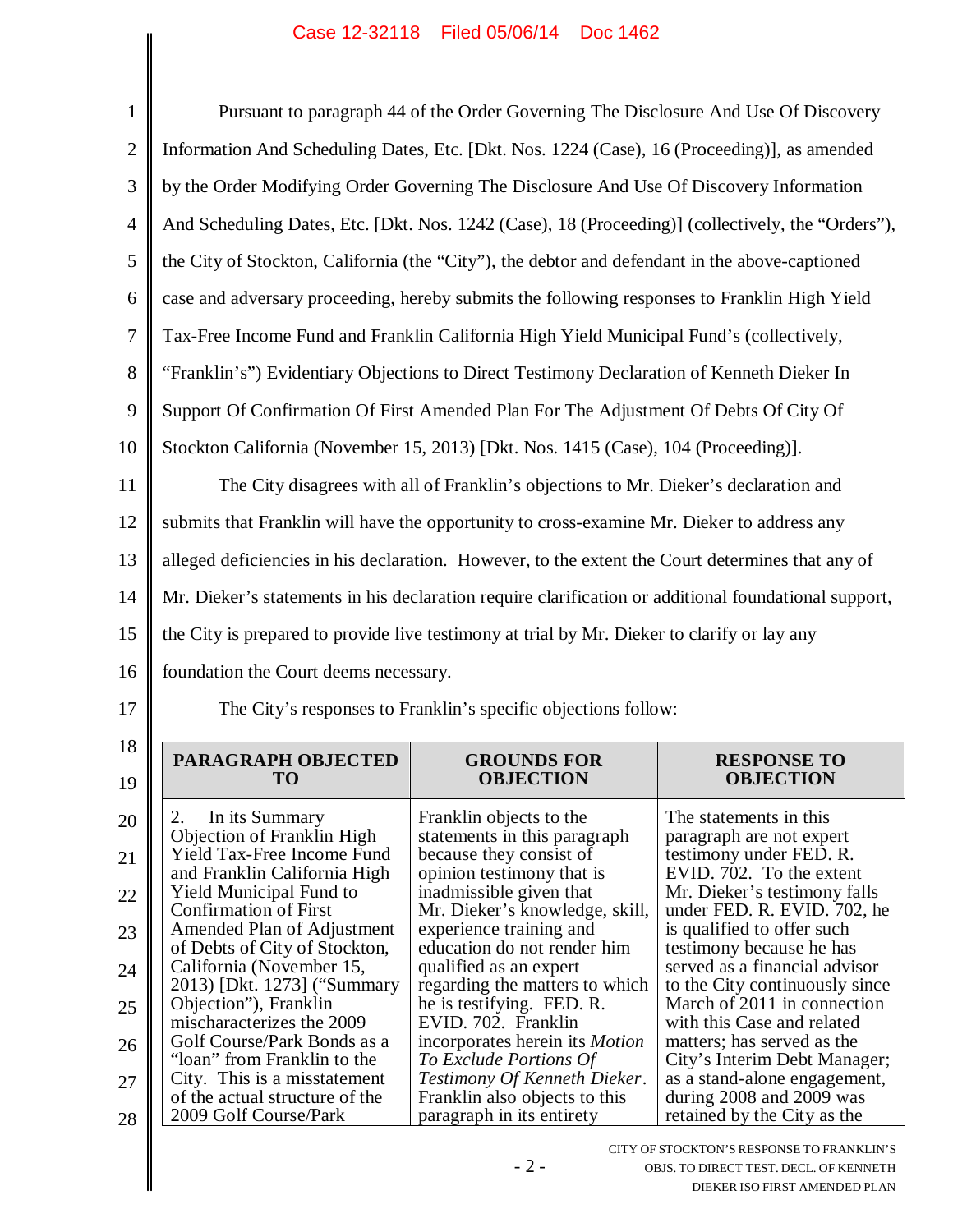Pursuant to paragraph 44 of the Order Governing The Disclosure And Use Of Discovery Information And Scheduling Dates, Etc. [Dkt. Nos. 1224 (Case), 16 (Proceeding)], as amended by the Order Modifying Order Governing The Disclosure And Use Of Discovery Information And Scheduling Dates, Etc. [Dkt. Nos. 1242 (Case), 18 (Proceeding)] (collectively, the "Orders"), the City of Stockton, California (the "City"), the debtor and defendant in the above-captioned case and adversary proceeding, hereby submits the following responses to Franklin High Yield Tax-Free Income Fund and Franklin California High Yield Municipal Fund's (collectively, "Franklin's") Evidentiary Objections to Direct Testimony Declaration of Kenneth Dieker In Support Of Confirmation Of First Amended Plan For The Adjustment Of Debts Of City Of Stockton California (November 15, 2013) [Dkt. Nos. 1415 (Case), 104 (Proceeding)].

The City disagrees with all of Franklin's objections to Mr. Dieker's declaration and submits that Franklin will have the opportunity to cross-examine Mr. Dieker to address any alleged deficiencies in his declaration. However, to the extent the Court determines that any of Mr. Dieker's statements in his declaration require clarification or additional foundational support, the City is prepared to provide live testimony at trial by Mr. Dieker to clarify or lay any foundation the Court deems necessary.

The City's responses to Franklin's specific objections follow:

| PARAGRAPH OBJECTED TO | GROUNDS FOR OBJECTION | RESPONSE TO OBJECTION |
|---|---|---|
| 2. In its Summary Objection of Franklin High Yield Tax-Free Income Fund and Franklin California High Yield Municipal Fund to Confirmation of First Amended Plan of Adjustment of Debts of City of Stockton, California (November 15, 2013) [Dkt. 1273] ("Summary Objection"), Franklin mischaracterizes the 2009 Golf Course/Park Bonds as a "loan" from Franklin to the City. This is a misstatement of the actual structure of the 2009 Golf Course/Park | Franklin objects to the statements in this paragraph because they consist of opinion testimony that is inadmissible given that Mr. Dieker's knowledge, skill, experience training and education do not render him qualified as an expert regarding the matters to which he is testifying. FED. R. EVID. 702. Franklin incorporates herein its *Motion To Exclude Portions Of Testimony Of Kenneth Dieker*. Franklin also objects to this paragraph in its entirety | The statements in this paragraph are not expert testimony under FED. R. EVID. 702. To the extent Mr. Dieker's testimony falls under FED. R. EVID. 702, he is qualified to offer such testimony because he has served as a financial advisor to the City continuously since March of 2011 in connection with this Case and related matters; has served as the City's Interim Debt Manager; as a stand-alone engagement, during 2008 and 2009 was retained by the City as the |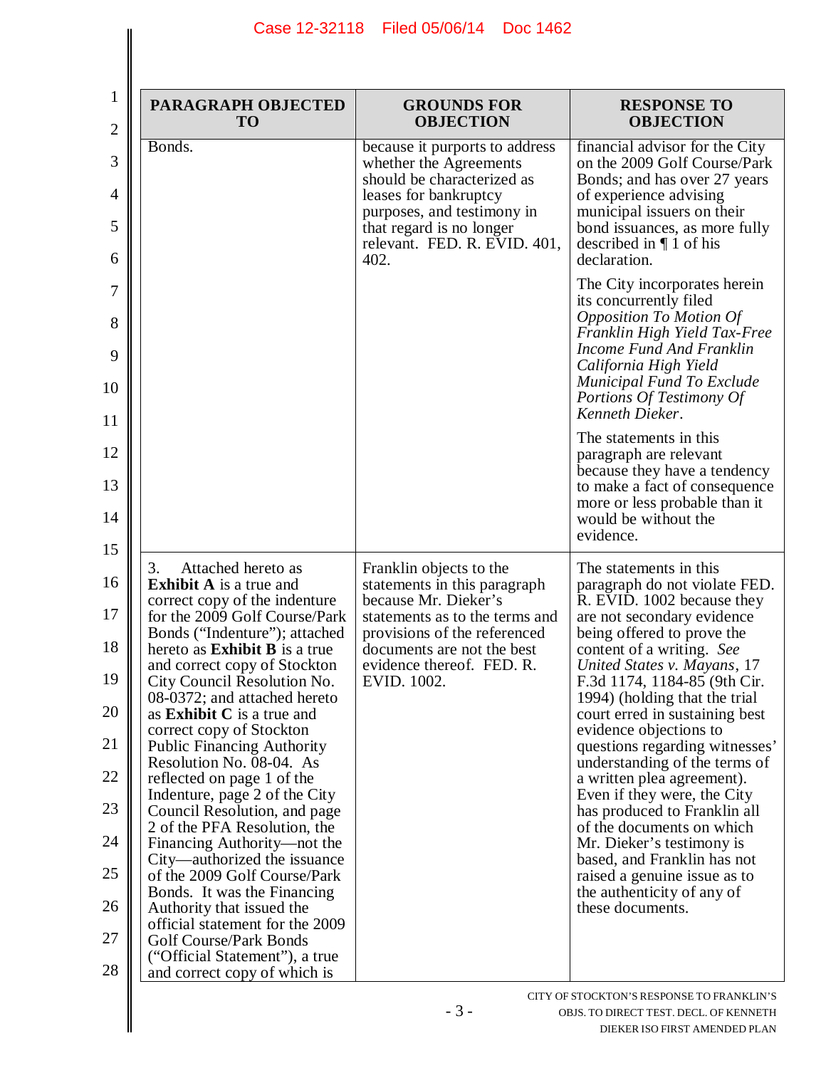| PARAGRAPH OBJECTED TO | GROUNDS FOR OBJECTION | RESPONSE TO OBJECTION |
|---|---|---|
| Bonds. | because it purports to address whether the Agreements should be characterized as leases for bankruptcy purposes, and testimony in that regard is no longer relevant. FED. R. EVID. 401, 402. | financial advisor for the City on the 2009 Golf Course/Park Bonds; and has over 27 years of experience advising municipal issuers on their bond issuances, as more fully described in ¶ 1 of his declaration.<br><br>The City incorporates herein its concurrently filed *Opposition To Motion Of Franklin High Yield Tax-Free Income Fund And Franklin California High Yield Municipal Fund To Exclude Portions Of Testimony Of Kenneth Dieker*.<br><br>The statements in this paragraph are relevant because they have a tendency to make a fact of consequence more or less probable than it would be without the evidence. |
| 3. Attached hereto as **Exhibit A** is a true and correct copy of the indenture for the 2009 Golf Course/Park Bonds ("Indenture"); attached hereto as **Exhibit B** is a true and correct copy of Stockton City Council Resolution No. 08-0372; and attached hereto as **Exhibit C** is a true and correct copy of Stockton Public Financing Authority Resolution No. 08-04. As reflected on page 1 of the Indenture, page 2 of the City Council Resolution, and page 2 of the PFA Resolution, the Financing Authority—not the City—authorized the issuance of the 2009 Golf Course/Park Bonds. It was the Financing Authority that issued the official statement for the 2009 Golf Course/Park Bonds ("Official Statement"), a true and correct copy of which is | Franklin objects to the statements in this paragraph because Mr. Dieker's statements as to the terms and provisions of the referenced documents are not the best evidence thereof. FED. R. EVID. 1002. | The statements in this paragraph do not violate FED. R. EVID. 1002 because they are not secondary evidence being offered to prove the content of a writing. *See United States v. Mayans*, 17 F.3d 1174, 1184-85 (9th Cir. 1994) (holding that the trial court erred in sustaining best evidence objections to questions regarding witnesses' understanding of the terms of a written plea agreement). Even if they were, the City has produced to Franklin all of the documents on which Mr. Dieker's testimony is based, and Franklin has not raised a genuine issue as to the authenticity of any of these documents. |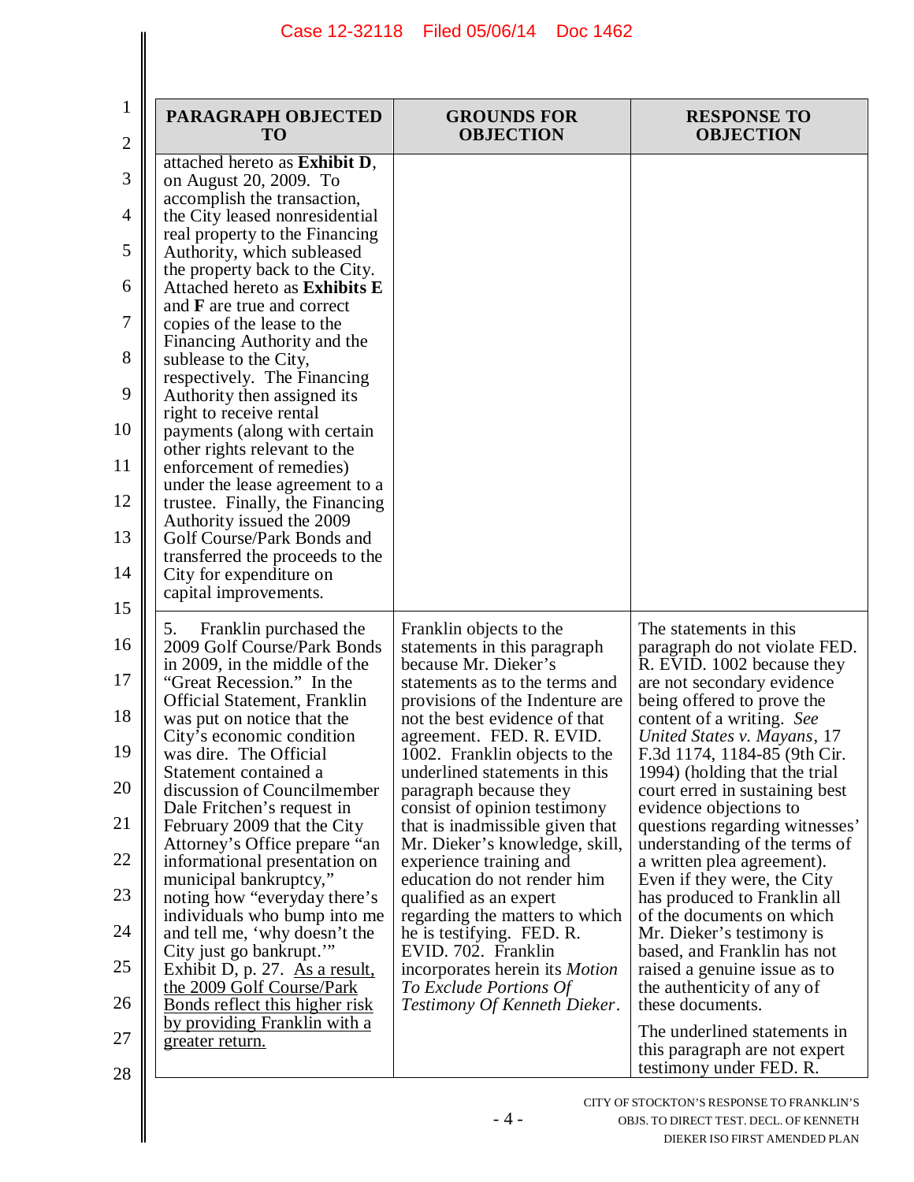| PARAGRAPH OBJECTED TO | GROUNDS FOR OBJECTION | RESPONSE TO OBJECTION |
|---|---|---|
| attached hereto as **Exhibit D**, on August 20, 2009. To accomplish the transaction, the City leased nonresidential real property to the Financing Authority, which subleased the property back to the City. Attached hereto as **Exhibits E** and **F** are true and correct copies of the lease to the Financing Authority and the sublease to the City, respectively. The Financing Authority then assigned its right to receive rental payments (along with certain other rights relevant to the enforcement of remedies) under the lease agreement to a trustee. Finally, the Financing Authority issued the 2009 Golf Course/Park Bonds and transferred the proceeds to the City for expenditure on capital improvements. | | |
| 5. Franklin purchased the 2009 Golf Course/Park Bonds in 2009, in the middle of the "Great Recession." In the Official Statement, Franklin was put on notice that the City's economic condition was dire. The Official Statement contained a discussion of Councilmember Dale Fritchen's request in February 2009 that the City Attorney's Office prepare "an informational presentation on municipal bankruptcy," noting how "everyday there's individuals who bump into me and tell me, 'why doesn't the City just go bankrupt.'" Exhibit D, p. 27. <u>As a result, the 2009 Golf Course/Park Bonds reflect this higher risk by providing Franklin with a greater return.</u> | Franklin objects to the statements in this paragraph because Mr. Dieker's statements as to the terms and provisions of the Indenture are not the best evidence of that agreement. FED. R. EVID. 1002. Franklin objects to the underlined statements in this paragraph because they consist of opinion testimony that is inadmissible given that Mr. Dieker's knowledge, skill, experience training and education do not render him qualified as an expert regarding the matters to which he is testifying. FED. R. EVID. 702. Franklin incorporates herein its *Motion To Exclude Portions Of Testimony Of Kenneth Dieker*. | The statements in this paragraph do not violate FED. R. EVID. 1002 because they are not secondary evidence being offered to prove the content of a writing. *See United States v. Mayans*, 17 F.3d 1174, 1184-85 (9th Cir. 1994) (holding that the trial court erred in sustaining best evidence objections to questions regarding witnesses' understanding of the terms of a written plea agreement). Even if they were, the City has produced to Franklin all of the documents on which Mr. Dieker's testimony is based, and Franklin has not raised a genuine issue as to the authenticity of any of these documents.<br><br>The underlined statements in this paragraph are not expert testimony under FED. R. |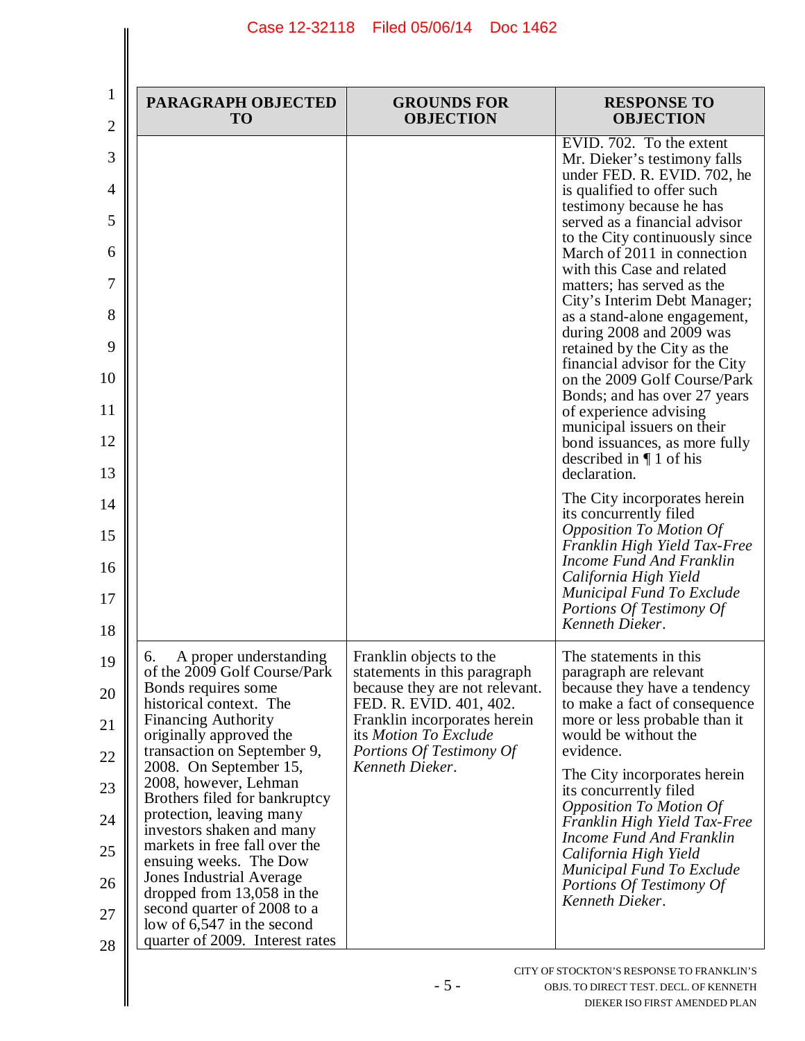| PARAGRAPH OBJECTED TO | GROUNDS FOR OBJECTION | RESPONSE TO OBJECTION |
|---|---|---|
| | | EVID. 702. To the extent Mr. Dieker's testimony falls under FED. R. EVID. 702, he is qualified to offer such testimony because he has served as a financial advisor to the City continuously since March of 2011 in connection with this Case and related matters; has served as the City's Interim Debt Manager; as a stand-alone engagement, during 2008 and 2009 was retained by the City as the financial advisor for the City on the 2009 Golf Course/Park Bonds; and has over 27 years of experience advising municipal issuers on their bond issuances, as more fully described in ¶ 1 of his declaration.<br><br>The City incorporates herein its concurrently filed *Opposition To Motion Of Franklin High Yield Tax-Free Income Fund And Franklin California High Yield Municipal Fund To Exclude Portions Of Testimony Of Kenneth Dieker*. |
| 6. A proper understanding of the 2009 Golf Course/Park Bonds requires some historical context. The Financing Authority originally approved the transaction on September 9, 2008. On September 15, 2008, however, Lehman Brothers filed for bankruptcy protection, leaving many investors shaken and many markets in free fall over the ensuing weeks. The Dow Jones Industrial Average dropped from 13,058 in the second quarter of 2008 to a low of 6,547 in the second quarter of 2009. Interest rates | Franklin objects to the statements in this paragraph because they are not relevant. FED. R. EVID. 401, 402. Franklin incorporates herein its *Motion To Exclude Portions Of Testimony Of Kenneth Dieker*. | The statements in this paragraph are relevant because they have a tendency to make a fact of consequence more or less probable than it would be without the evidence.<br><br>The City incorporates herein its concurrently filed *Opposition To Motion Of Franklin High Yield Tax-Free Income Fund And Franklin California High Yield Municipal Fund To Exclude Portions Of Testimony Of Kenneth Dieker*. |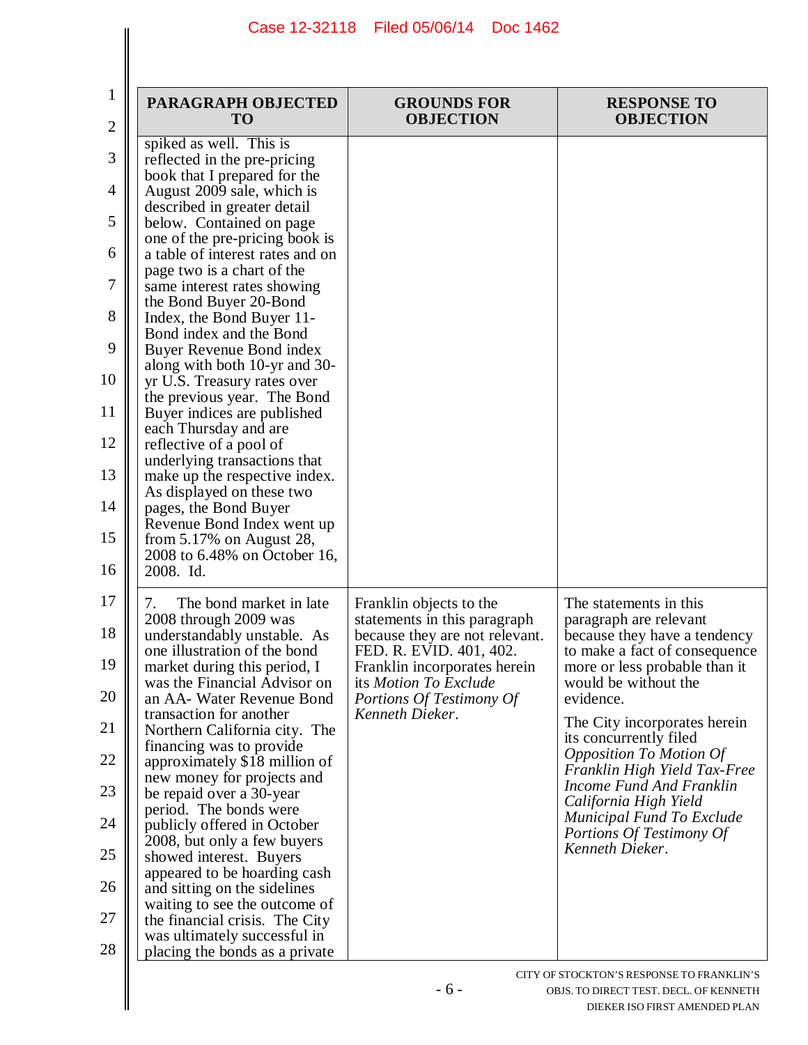| PARAGRAPH OBJECTED TO | GROUNDS FOR OBJECTION | RESPONSE TO OBJECTION |
|---|---|---|
| spiked as well. This is reflected in the pre-pricing book that I prepared for the August 2009 sale, which is described in greater detail below. Contained on page one of the pre-pricing book is a table of interest rates and on page two is a chart of the same interest rates showing the Bond Buyer 20-Bond Index, the Bond Buyer 11-Bond index and the Bond Buyer Revenue Bond index along with both 10-yr and 30-yr U.S. Treasury rates over the previous year. The Bond Buyer indices are published each Thursday and are reflective of a pool of underlying transactions that make up the respective index. As displayed on these two pages, the Bond Buyer Revenue Bond Index went up from 5.17% on August 28, 2008 to 6.48% on October 16, 2008. Id. | | |
| 7. The bond market in late 2008 through 2009 was understandably unstable. As one illustration of the bond market during this period, I was the Financial Advisor on an AA- Water Revenue Bond transaction for another Northern California city. The financing was to provide approximately $18 million of new money for projects and be repaid over a 30-year period. The bonds were publicly offered in October 2008, but only a few buyers showed interest. Buyers appeared to be hoarding cash and sitting on the sidelines waiting to see the outcome of the financial crisis. The City was ultimately successful in placing the bonds as a private | Franklin objects to the statements in this paragraph because they are not relevant. FED. R. EVID. 401, 402. Franklin incorporates herein its *Motion To Exclude Portions Of Testimony Of Kenneth Dieker*. | The statements in this paragraph are relevant because they have a tendency to make a fact of consequence more or less probable than it would be without the evidence.<br><br>The City incorporates herein its concurrently filed *Opposition To Motion Of Franklin High Yield Tax-Free Income Fund And Franklin California High Yield Municipal Fund To Exclude Portions Of Testimony Of Kenneth Dieker*. |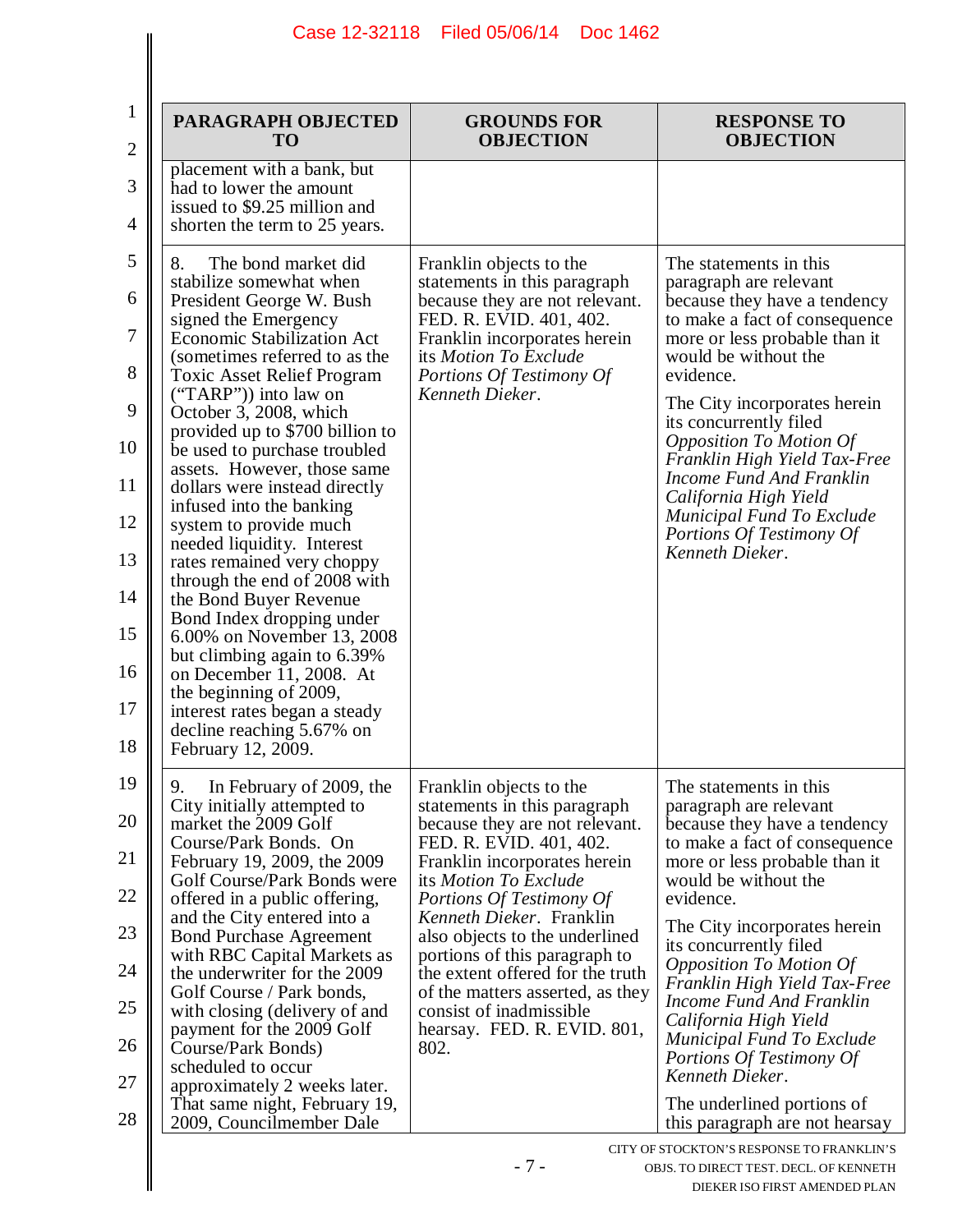| PARAGRAPH OBJECTED TO | GROUNDS FOR OBJECTION | RESPONSE TO OBJECTION |
|---|---|---|
| placement with a bank, but had to lower the amount issued to $9.25 million and shorten the term to 25 years. | | |
| 8. The bond market did stabilize somewhat when President George W. Bush signed the Emergency Economic Stabilization Act (sometimes referred to as the Toxic Asset Relief Program ("TARP")) into law on October 3, 2008, which provided up to $700 billion to be used to purchase troubled assets. However, those same dollars were instead directly infused into the banking system to provide much needed liquidity. Interest rates remained very choppy through the end of 2008 with the Bond Buyer Revenue Bond Index dropping under 6.00% on November 13, 2008 but climbing again to 6.39% on December 11, 2008. At the beginning of 2009, interest rates began a steady decline reaching 5.67% on February 12, 2009. | Franklin objects to the statements in this paragraph because they are not relevant. FED. R. EVID. 401, 402. Franklin incorporates herein its *Motion To Exclude Portions Of Testimony Of Kenneth Dieker*. | The statements in this paragraph are relevant because they have a tendency to make a fact of consequence more or less probable than it would be without the evidence.<br><br>The City incorporates herein its concurrently filed *Opposition To Motion Of Franklin High Yield Tax-Free Income Fund And Franklin California High Yield Municipal Fund To Exclude Portions Of Testimony Of Kenneth Dieker*. |
| 9. In February of 2009, the City initially attempted to market the 2009 Golf Course/Park Bonds. On February 19, 2009, the 2009 Golf Course/Park Bonds were offered in a public offering, and the City entered into a Bond Purchase Agreement with RBC Capital Markets as the underwriter for the 2009 Golf Course / Park bonds, with closing (delivery of and payment for the 2009 Golf Course/Park Bonds) scheduled to occur approximately 2 weeks later. That same night, February 19, 2009, Councilmember Dale | Franklin objects to the statements in this paragraph because they are not relevant. FED. R. EVID. 401, 402. Franklin incorporates herein its *Motion To Exclude Portions Of Testimony Of Kenneth Dieker*. Franklin also objects to the underlined portions of this paragraph to the extent offered for the truth of the matters asserted, as they consist of inadmissible hearsay. FED. R. EVID. 801, 802. | The statements in this paragraph are relevant because they have a tendency to make a fact of consequence more or less probable than it would be without the evidence.<br><br>The City incorporates herein its concurrently filed *Opposition To Motion Of Franklin High Yield Tax-Free Income Fund And Franklin California High Yield Municipal Fund To Exclude Portions Of Testimony Of Kenneth Dieker*.<br><br>The underlined portions of this paragraph are not hearsay |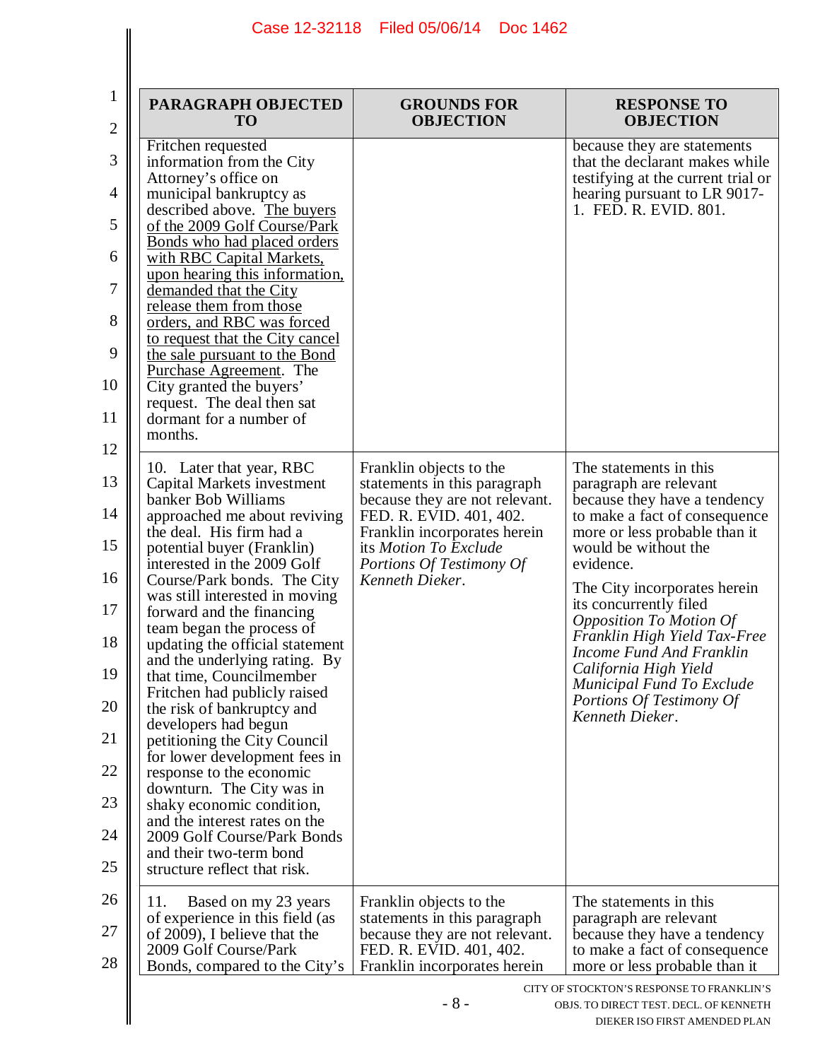| PARAGRAPH OBJECTED TO | GROUNDS FOR OBJECTION | RESPONSE TO OBJECTION |
|---|---|---|
| Fritchen requested information from the City Attorney's office on municipal bankruptcy as described above. <u>The buyers of the 2009 Golf Course/Park Bonds who had placed orders with RBC Capital Markets, upon hearing this information, demanded that the City release them from those orders, and RBC was forced to request that the City cancel the sale pursuant to the Bond Purchase Agreement</u>. The City granted the buyers' request. The deal then sat dormant for a number of months. | | because they are statements that the declarant makes while testifying at the current trial or hearing pursuant to LR 9017-1. FED. R. EVID. 801. |
| 10. Later that year, RBC Capital Markets investment banker Bob Williams approached me about reviving the deal. His firm had a potential buyer (Franklin) interested in the 2009 Golf Course/Park bonds. The City was still interested in moving forward and the financing team began the process of updating the official statement and the underlying rating. By that time, Councilmember Fritchen had publicly raised the risk of bankruptcy and developers had begun petitioning the City Council for lower development fees in response to the economic downturn. The City was in shaky economic condition, and the interest rates on the 2009 Golf Course/Park Bonds and their two-term bond structure reflect that risk. | Franklin objects to the statements in this paragraph because they are not relevant. FED. R. EVID. 401, 402. Franklin incorporates herein its *Motion To Exclude Portions Of Testimony Of Kenneth Dieker*. | The statements in this paragraph are relevant because they have a tendency to make a fact of consequence more or less probable than it would be without the evidence.<br><br>The City incorporates herein its concurrently filed *Opposition To Motion Of Franklin High Yield Tax-Free Income Fund And Franklin California High Yield Municipal Fund To Exclude Portions Of Testimony Of Kenneth Dieker*. |
| 11. Based on my 23 years of experience in this field (as of 2009), I believe that the 2009 Golf Course/Park Bonds, compared to the City's | Franklin objects to the statements in this paragraph because they are not relevant. FED. R. EVID. 401, 402. Franklin incorporates herein | The statements in this paragraph are relevant because they have a tendency to make a fact of consequence more or less probable than it |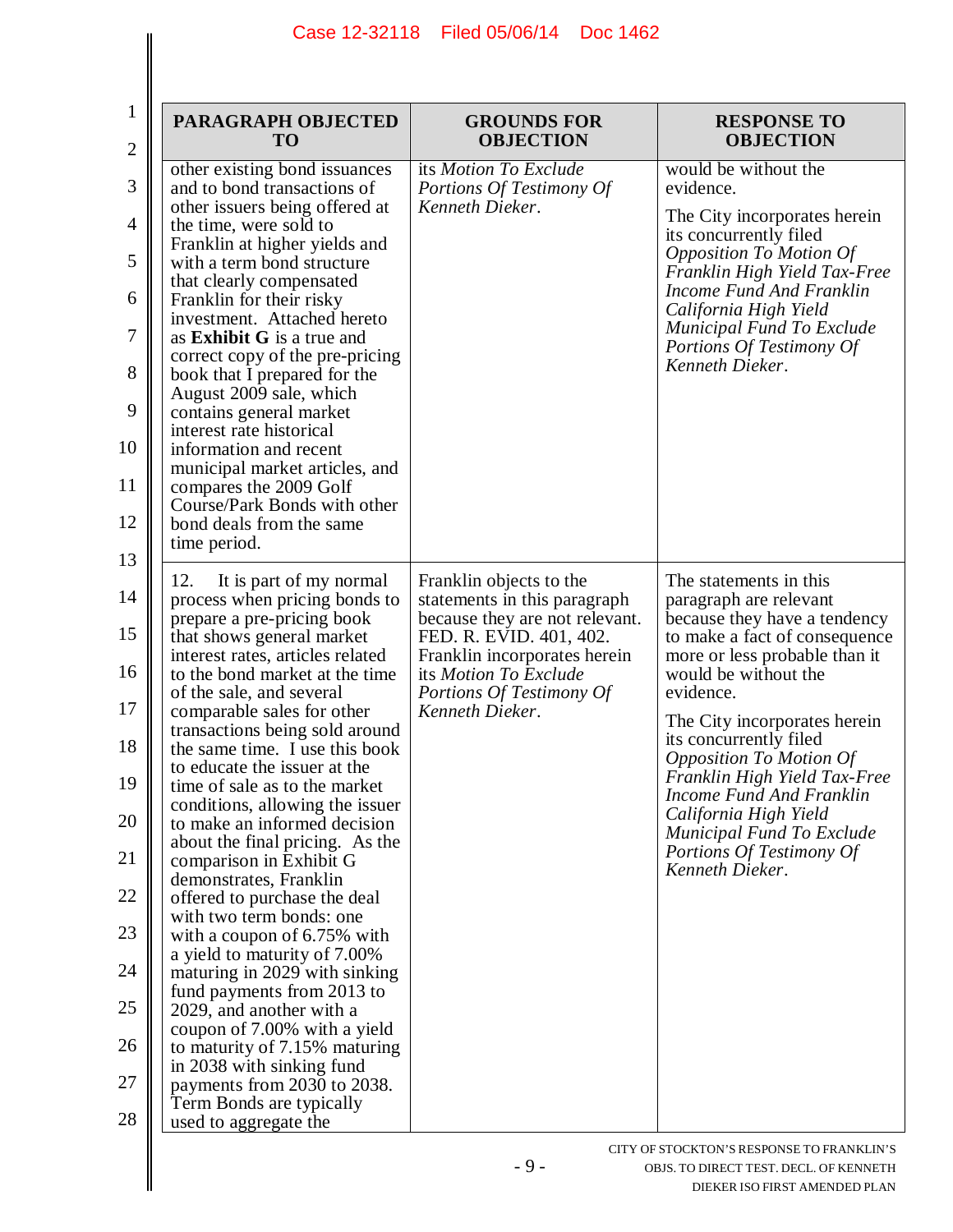| PARAGRAPH OBJECTED TO | GROUNDS FOR OBJECTION | RESPONSE TO OBJECTION |
|---|---|---|
| other existing bond issuances and to bond transactions of other issuers being offered at the time, were sold to Franklin at higher yields and with a term bond structure that clearly compensated Franklin for their risky investment. Attached hereto as **Exhibit G** is a true and correct copy of the pre-pricing book that I prepared for the August 2009 sale, which contains general market interest rate historical information and recent municipal market articles, and compares the 2009 Golf Course/Park Bonds with other bond deals from the same time period. | its *Motion To Exclude Portions Of Testimony Of Kenneth Dieker*. | would be without the evidence.<br><br>The City incorporates herein its concurrently filed *Opposition To Motion Of Franklin High Yield Tax-Free Income Fund And Franklin California High Yield Municipal Fund To Exclude Portions Of Testimony Of Kenneth Dieker*. |
| 12. It is part of my normal process when pricing bonds to prepare a pre-pricing book that shows general market interest rates, articles related to the bond market at the time of the sale, and several comparable sales for other transactions being sold around the same time. I use this book to educate the issuer at the time of sale as to the market conditions, allowing the issuer to make an informed decision about the final pricing. As the comparison in Exhibit G demonstrates, Franklin offered to purchase the deal with two term bonds: one with a coupon of 6.75% with a yield to maturity of 7.00% maturing in 2029 with sinking fund payments from 2013 to 2029, and another with a coupon of 7.00% with a yield to maturity of 7.15% maturing in 2038 with sinking fund payments from 2030 to 2038. Term Bonds are typically used to aggregate the | Franklin objects to the statements in this paragraph because they are not relevant. FED. R. EVID. 401, 402. Franklin incorporates herein its *Motion To Exclude Portions Of Testimony Of Kenneth Dieker*. | The statements in this paragraph are relevant because they have a tendency to make a fact of consequence more or less probable than it would be without the evidence.<br><br>The City incorporates herein its concurrently filed *Opposition To Motion Of Franklin High Yield Tax-Free Income Fund And Franklin California High Yield Municipal Fund To Exclude Portions Of Testimony Of Kenneth Dieker*. |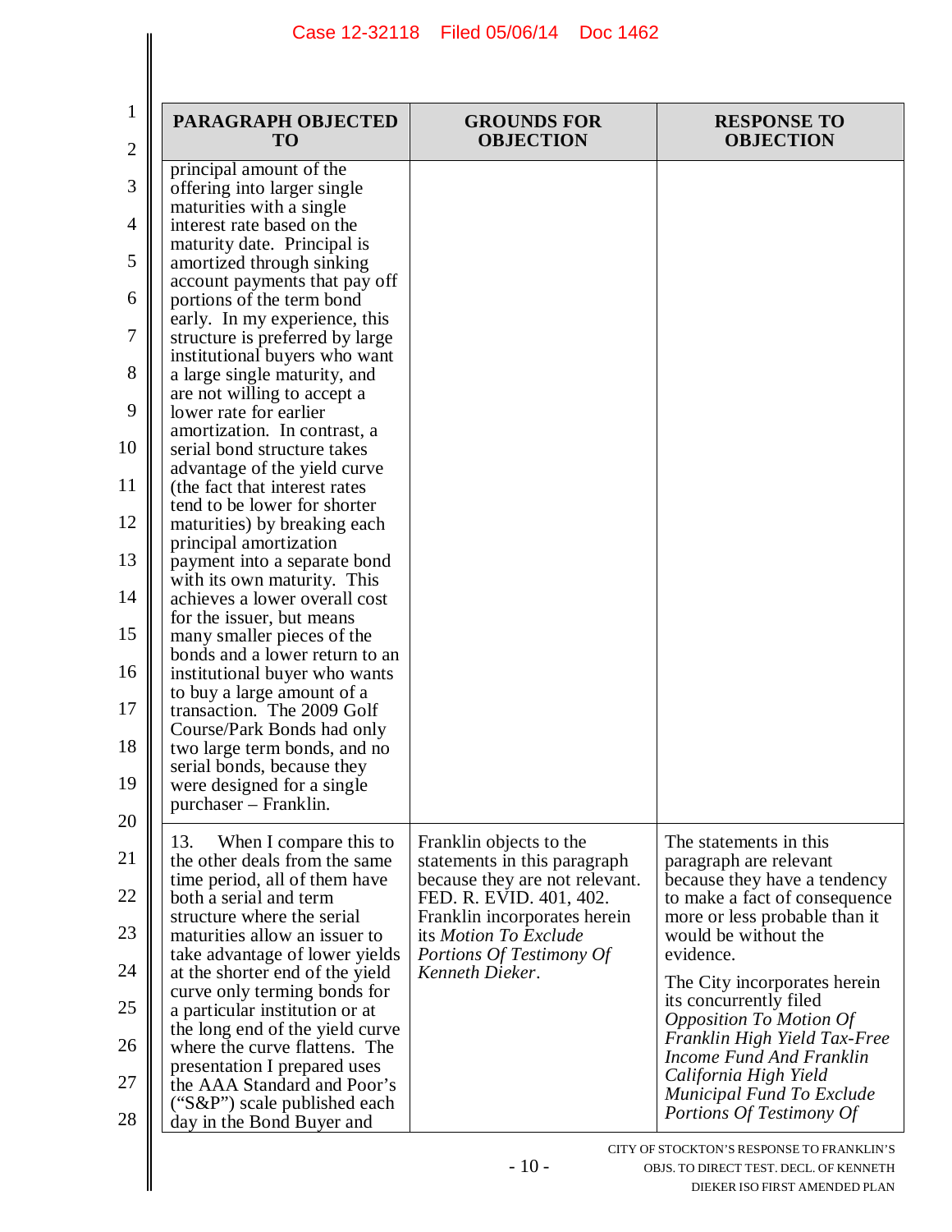| PARAGRAPH OBJECTED TO | GROUNDS FOR OBJECTION | RESPONSE TO OBJECTION |
|---|---|---|
| principal amount of the offering into larger single maturities with a single interest rate based on the maturity date. Principal is amortized through sinking account payments that pay off portions of the term bond early. In my experience, this structure is preferred by large institutional buyers who want a large single maturity, and are not willing to accept a lower rate for earlier amortization. In contrast, a serial bond structure takes advantage of the yield curve (the fact that interest rates tend to be lower for shorter maturities) by breaking each principal amortization payment into a separate bond with its own maturity. This achieves a lower overall cost for the issuer, but means many smaller pieces of the bonds and a lower return to an institutional buyer who wants to buy a large amount of a transaction. The 2009 Golf Course/Park Bonds had only two large term bonds, and no serial bonds, because they were designed for a single purchaser – Franklin. | | |
| 13. When I compare this to the other deals from the same time period, all of them have both a serial and term structure where the serial maturities allow an issuer to take advantage of lower yields at the shorter end of the yield curve only terming bonds for a particular institution or at the long end of the yield curve where the curve flattens. The presentation I prepared uses the AAA Standard and Poor's ("S&P") scale published each day in the Bond Buyer and | Franklin objects to the statements in this paragraph because they are not relevant. FED. R. EVID. 401, 402. Franklin incorporates herein its *Motion To Exclude Portions Of Testimony Of Kenneth Dieker*. | The statements in this paragraph are relevant because they have a tendency to make a fact of consequence more or less probable than it would be without the evidence.<br><br>The City incorporates herein its concurrently filed *Opposition To Motion Of Franklin High Yield Tax-Free Income Fund And Franklin California High Yield Municipal Fund To Exclude Portions Of Testimony Of* |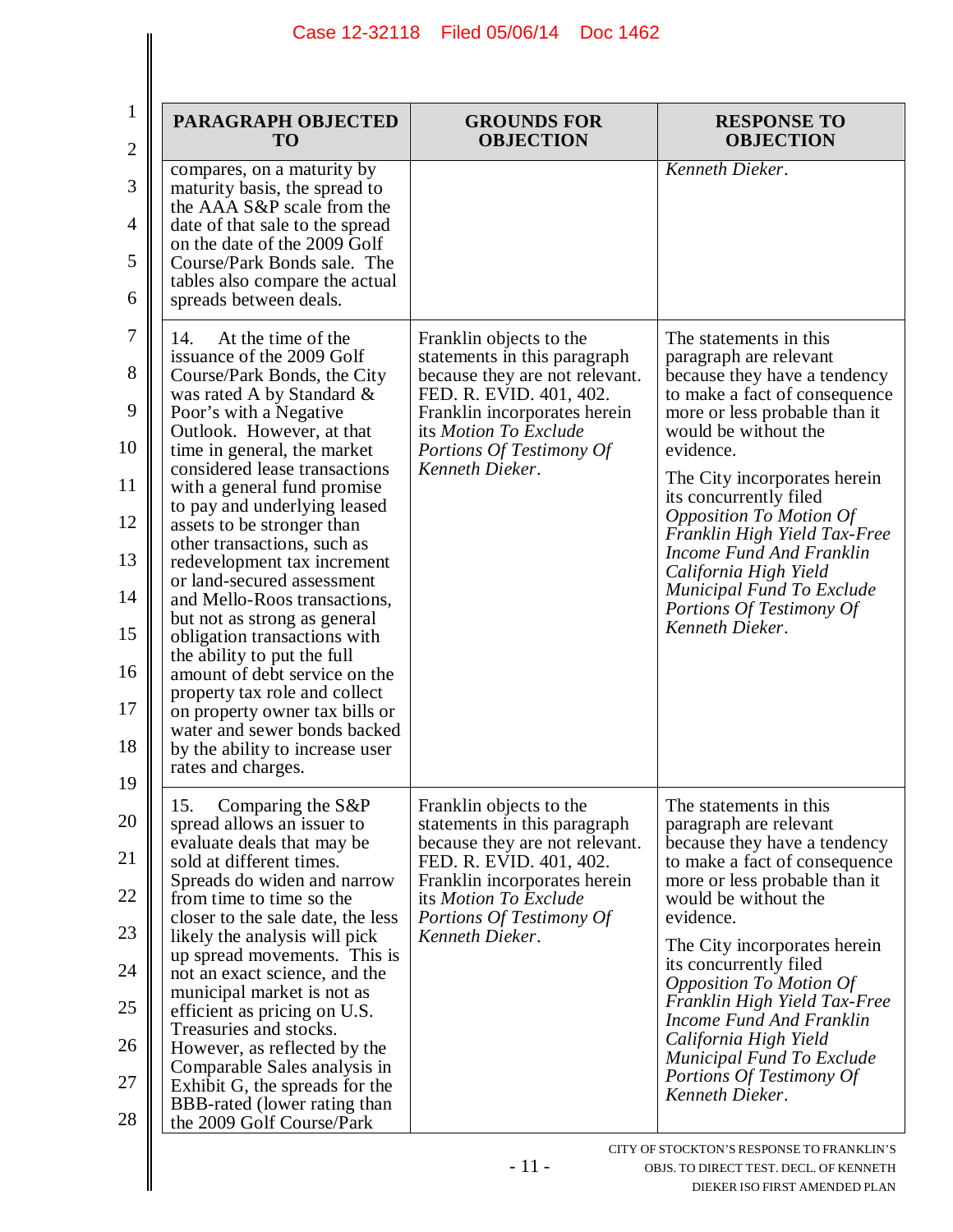| PARAGRAPH OBJECTED TO | GROUNDS FOR OBJECTION | RESPONSE TO OBJECTION |
|---|---|---|
| compares, on a maturity by maturity basis, the spread to the AAA S&P scale from the date of that sale to the spread on the date of the 2009 Golf Course/Park Bonds sale. The tables also compare the actual spreads between deals. | | *Kenneth Dieker*. |
| 14. At the time of the issuance of the 2009 Golf Course/Park Bonds, the City was rated A by Standard & Poor's with a Negative Outlook. However, at that time in general, the market considered lease transactions with a general fund promise to pay and underlying leased assets to be stronger than other transactions, such as redevelopment tax increment or land-secured assessment and Mello-Roos transactions, but not as strong as general obligation transactions with the ability to put the full amount of debt service on the property tax role and collect on property owner tax bills or water and sewer bonds backed by the ability to increase user rates and charges. | Franklin objects to the statements in this paragraph because they are not relevant. FED. R. EVID. 401, 402. Franklin incorporates herein its *Motion To Exclude Portions Of Testimony Of Kenneth Dieker*. | The statements in this paragraph are relevant because they have a tendency to make a fact of consequence more or less probable than it would be without the evidence. The City incorporates herein its concurrently filed *Opposition To Motion Of Franklin High Yield Tax-Free Income Fund And Franklin California High Yield Municipal Fund To Exclude Portions Of Testimony Of Kenneth Dieker*. |
| 15. Comparing the S&P spread allows an issuer to evaluate deals that may be sold at different times. Spreads do widen and narrow from time to time so the closer to the sale date, the less likely the analysis will pick up spread movements. This is not an exact science, and the municipal market is not as efficient as pricing on U.S. Treasuries and stocks. However, as reflected by the Comparable Sales analysis in Exhibit G, the spreads for the BBB-rated (lower rating than the 2009 Golf Course/Park | Franklin objects to the statements in this paragraph because they are not relevant. FED. R. EVID. 401, 402. Franklin incorporates herein its *Motion To Exclude Portions Of Testimony Of Kenneth Dieker*. | The statements in this paragraph are relevant because they have a tendency to make a fact of consequence more or less probable than it would be without the evidence. The City incorporates herein its concurrently filed *Opposition To Motion Of Franklin High Yield Tax-Free Income Fund And Franklin California High Yield Municipal Fund To Exclude Portions Of Testimony Of Kenneth Dieker*. |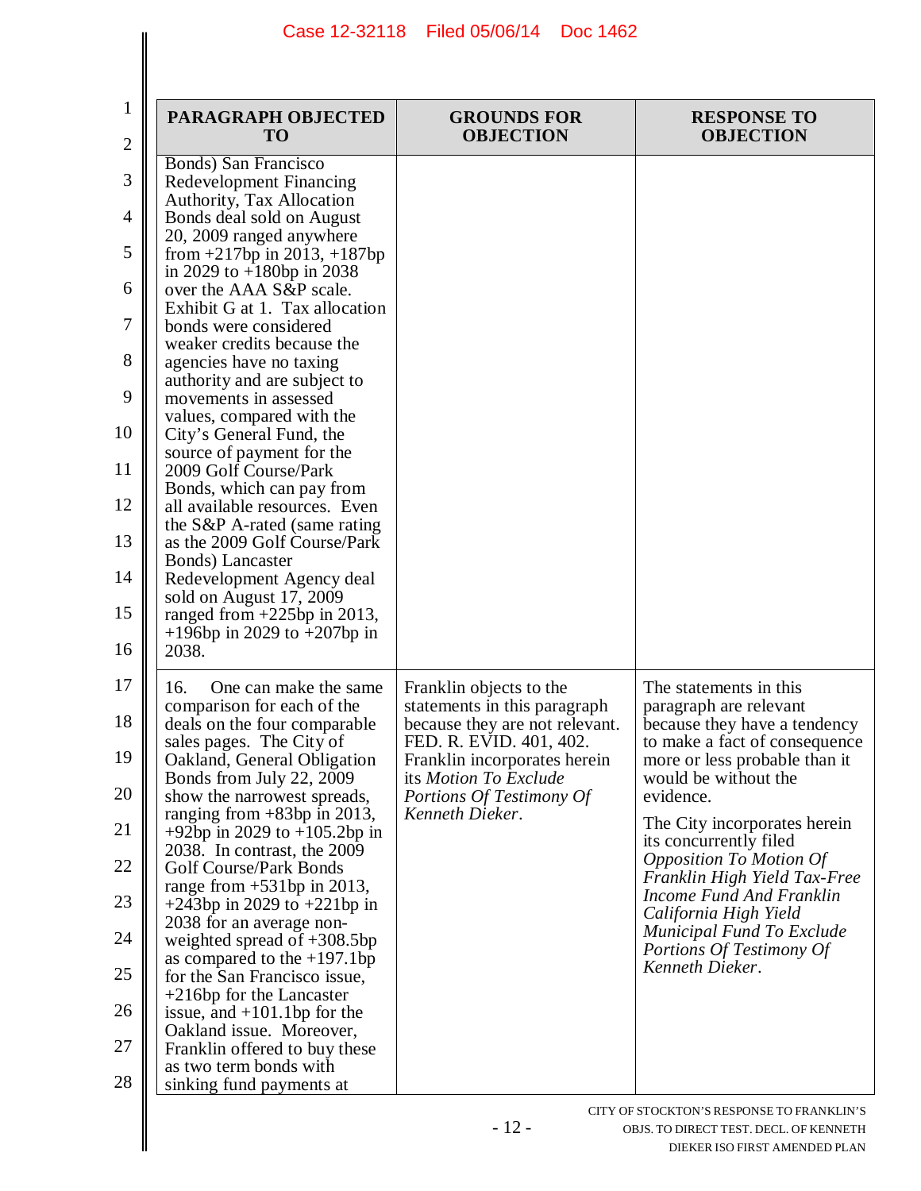| PARAGRAPH OBJECTED TO | GROUNDS FOR OBJECTION | RESPONSE TO OBJECTION |
|---|---|---|
| Bonds) San Francisco Redevelopment Financing Authority, Tax Allocation Bonds deal sold on August 20, 2009 ranged anywhere from +217bp in 2013, +187bp in 2029 to +180bp in 2038 over the AAA S&P scale. Exhibit G at 1. Tax allocation bonds were considered weaker credits because the agencies have no taxing authority and are subject to movements in assessed values, compared with the City's General Fund, the source of payment for the 2009 Golf Course/Park Bonds, which can pay from all available resources. Even the S&P A-rated (same rating as the 2009 Golf Course/Park Bonds) Lancaster Redevelopment Agency deal sold on August 17, 2009 ranged from +225bp in 2013, +196bp in 2029 to +207bp in 2038. | | |
| 16. One can make the same comparison for each of the deals on the four comparable sales pages. The City of Oakland, General Obligation Bonds from July 22, 2009 show the narrowest spreads, ranging from +83bp in 2013, +92bp in 2029 to +105.2bp in 2038. In contrast, the 2009 Golf Course/Park Bonds range from +531bp in 2013, +243bp in 2029 to +221bp in 2038 for an average non-weighted spread of +308.5bp as compared to the +197.1bp for the San Francisco issue, +216bp for the Lancaster issue, and +101.1bp for the Oakland issue. Moreover, Franklin offered to buy these as two term bonds with sinking fund payments at | Franklin objects to the statements in this paragraph because they are not relevant. FED. R. EVID. 401, 402. Franklin incorporates herein its *Motion To Exclude Portions Of Testimony Of Kenneth Dieker*. | The statements in this paragraph are relevant because they have a tendency to make a fact of consequence more or less probable than it would be without the evidence.<br><br>The City incorporates herein its concurrently filed *Opposition To Motion Of Franklin High Yield Tax-Free Income Fund And Franklin California High Yield Municipal Fund To Exclude Portions Of Testimony Of Kenneth Dieker*. |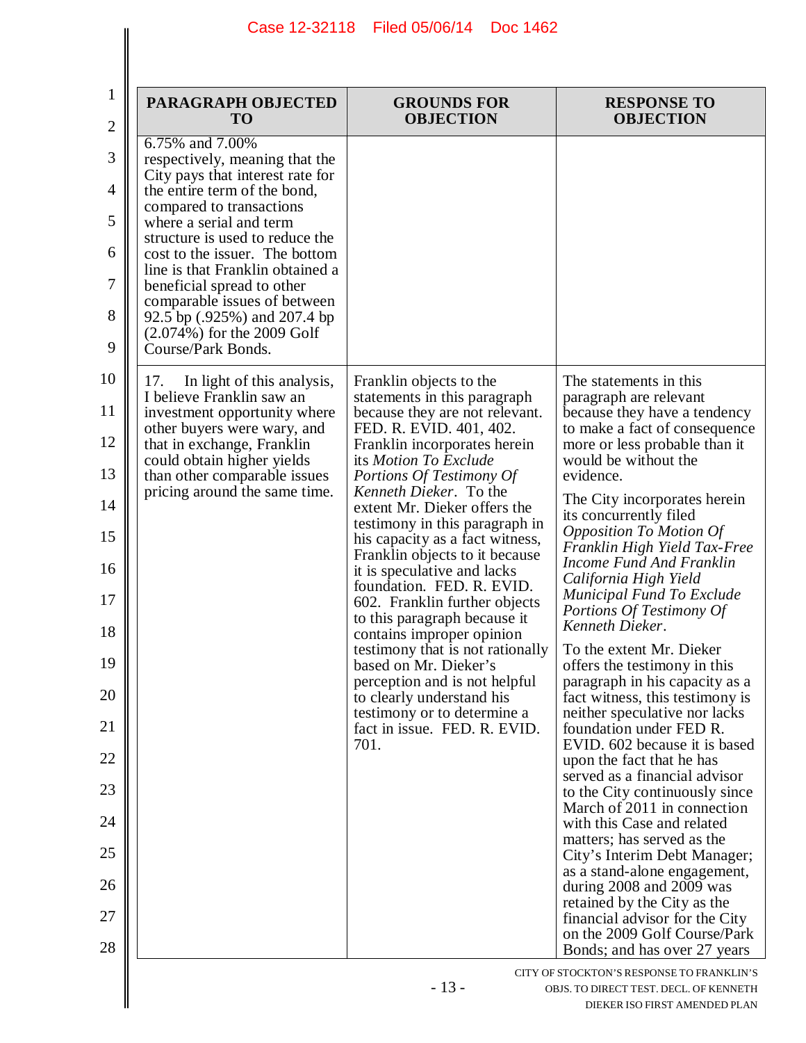| PARAGRAPH OBJECTED TO | GROUNDS FOR OBJECTION | RESPONSE TO OBJECTION |
|---|---|---|
| 6.75% and 7.00% respectively, meaning that the City pays that interest rate for the entire term of the bond, compared to transactions where a serial and term structure is used to reduce the cost to the issuer. The bottom line is that Franklin obtained a beneficial spread to other comparable issues of between 92.5 bp (.925%) and 207.4 bp (2.074%) for the 2009 Golf Course/Park Bonds. | | |
| 17. In light of this analysis, I believe Franklin saw an investment opportunity where other buyers were wary, and that in exchange, Franklin could obtain higher yields than other comparable issues pricing around the same time. | Franklin objects to the statements in this paragraph because they are not relevant. FED. R. EVID. 401, 402. Franklin incorporates herein its *Motion To Exclude Portions Of Testimony Of Kenneth Dieker*. To the extent Mr. Dieker offers the testimony in this paragraph in his capacity as a fact witness, Franklin objects to it because it is speculative and lacks foundation. FED. R. EVID. 602. Franklin further objects to this paragraph because it contains improper opinion testimony that is not rationally based on Mr. Dieker's perception and is not helpful to clearly understand his testimony or to determine a fact in issue. FED. R. EVID. 701. | The statements in this paragraph are relevant because they have a tendency to make a fact of consequence more or less probable than it would be without the evidence.<br><br>The City incorporates herein its concurrently filed *Opposition To Motion Of Franklin High Yield Tax-Free Income Fund And Franklin California High Yield Municipal Fund To Exclude Portions Of Testimony Of Kenneth Dieker*.<br><br>To the extent Mr. Dieker offers the testimony in this paragraph in his capacity as a fact witness, this testimony is neither speculative nor lacks foundation under FED R. EVID. 602 because it is based upon the fact that he has served as a financial advisor to the City continuously since March of 2011 in connection with this Case and related matters; has served as the City's Interim Debt Manager; as a stand-alone engagement, during 2008 and 2009 was retained by the City as the financial advisor for the City on the 2009 Golf Course/Park Bonds; and has over 27 years |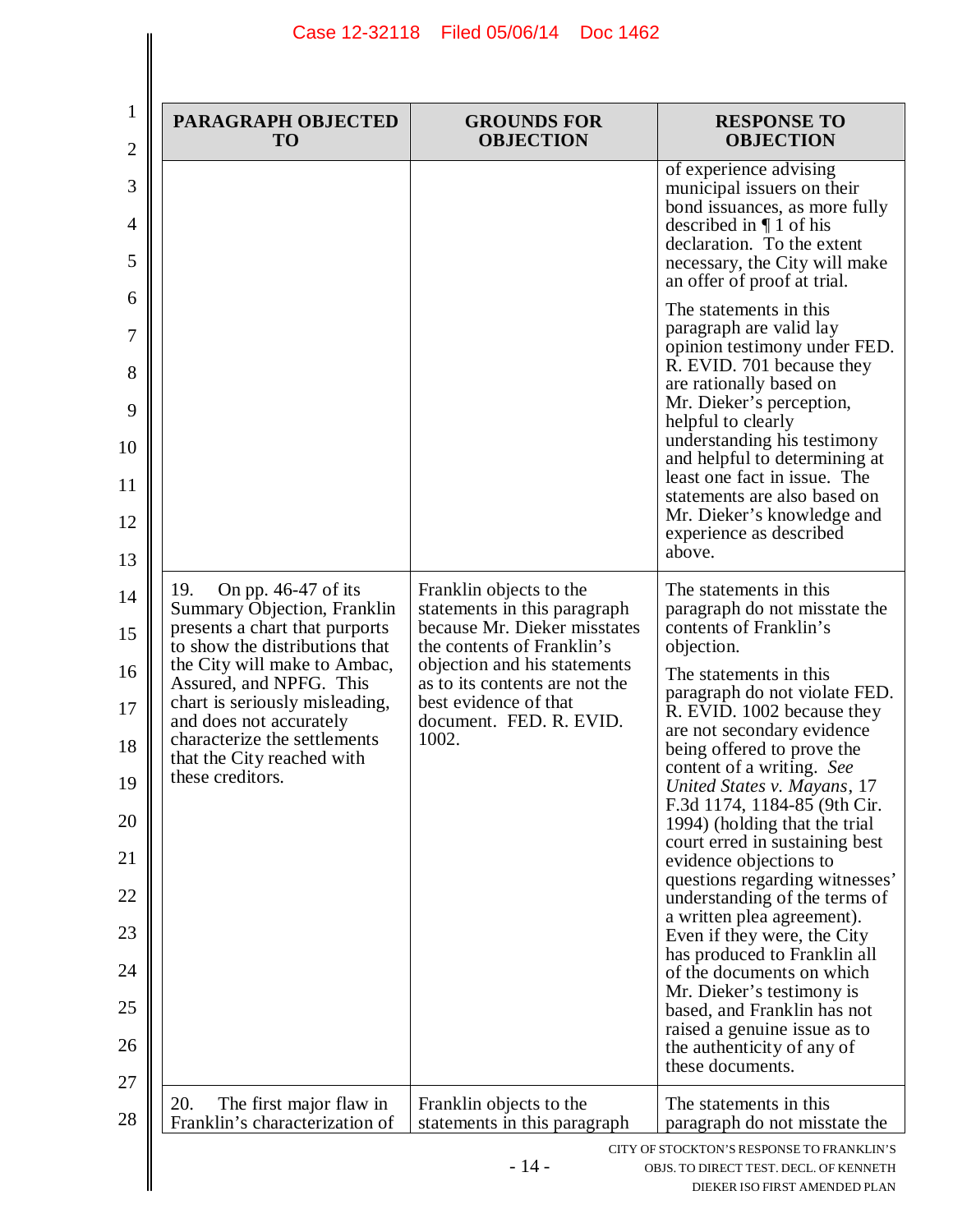| PARAGRAPH OBJECTED TO | GROUNDS FOR OBJECTION | RESPONSE TO OBJECTION |
|---|---|---|
| | | of experience advising municipal issuers on their bond issuances, as more fully described in ¶ 1 of his declaration. To the extent necessary, the City will make an offer of proof at trial.<br><br>The statements in this paragraph are valid lay opinion testimony under FED. R. EVID. 701 because they are rationally based on Mr. Dieker's perception, helpful to clearly understanding his testimony and helpful to determining at least one fact in issue. The statements are also based on Mr. Dieker's knowledge and experience as described above. |
| 19. On pp. 46-47 of its Summary Objection, Franklin presents a chart that purports to show the distributions that the City will make to Ambac, Assured, and NPFG. This chart is seriously misleading, and does not accurately characterize the settlements that the City reached with these creditors. | Franklin objects to the statements in this paragraph because Mr. Dieker misstates the contents of Franklin's objection and his statements as to its contents are not the best evidence of that document. FED. R. EVID. 1002. | The statements in this paragraph do not misstate the contents of Franklin's objection.<br><br>The statements in this paragraph do not violate FED. R. EVID. 1002 because they are not secondary evidence being offered to prove the content of a writing. *See United States v. Mayans*, 17 F.3d 1174, 1184-85 (9th Cir. 1994) (holding that the trial court erred in sustaining best evidence objections to questions regarding witnesses' understanding of the terms of a written plea agreement). Even if they were, the City has produced to Franklin all of the documents on which Mr. Dieker's testimony is based, and Franklin has not raised a genuine issue as to the authenticity of any of these documents. |
| 20. The first major flaw in Franklin's characterization of | Franklin objects to the statements in this paragraph | The statements in this paragraph do not misstate the |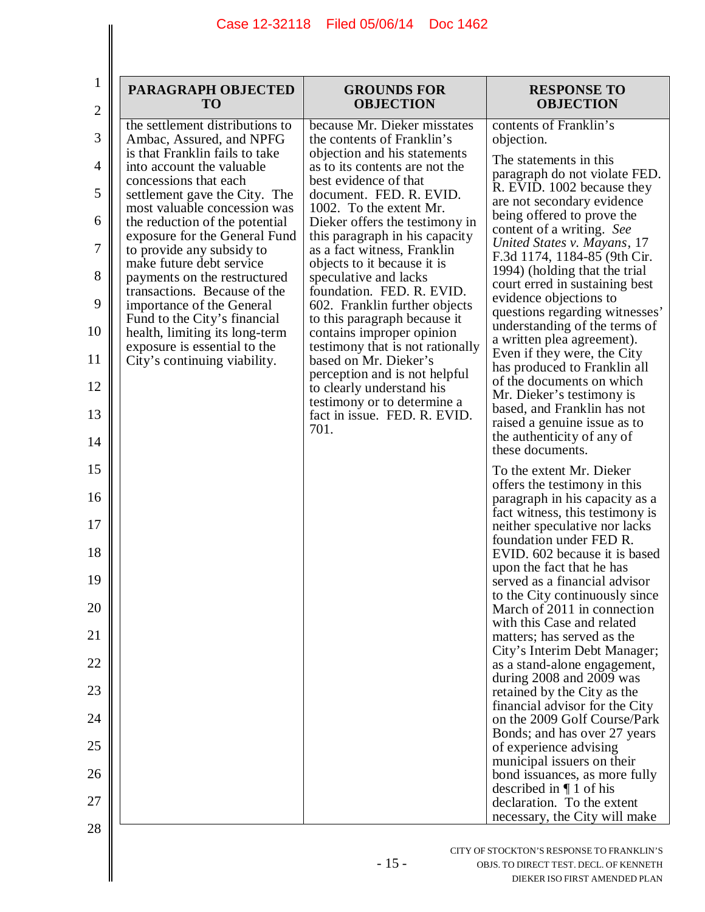| PARAGRAPH OBJECTED TO | GROUNDS FOR OBJECTION | RESPONSE TO OBJECTION |
|---|---|---|
| the settlement distributions to Ambac, Assured, and NPFG is that Franklin fails to take into account the valuable concessions that each settlement gave the City. The most valuable concession was the reduction of the potential exposure for the General Fund to provide any subsidy to make future debt service payments on the restructured transactions. Because of the importance of the General Fund to the City's financial health, limiting its long-term exposure is essential to the City's continuing viability. | because Mr. Dieker misstates the contents of Franklin's objection and his statements as to its contents are not the best evidence of that document. FED. R. EVID. 1002. To the extent Mr. Dieker offers the testimony in this paragraph in his capacity as a fact witness, Franklin objects to it because it is speculative and lacks foundation. FED. R. EVID. 602. Franklin further objects to this paragraph because it contains improper opinion testimony that is not rationally based on Mr. Dieker's perception and is not helpful to clearly understand his testimony or to determine a fact in issue. FED. R. EVID. 701. | contents of Franklin's objection.<br><br>The statements in this paragraph do not violate FED. R. EVID. 1002 because they are not secondary evidence being offered to prove the content of a writing. *See United States v. Mayans*, 17 F.3d 1174, 1184-85 (9th Cir. 1994) (holding that the trial court erred in sustaining best evidence objections to questions regarding witnesses' understanding of the terms of a written plea agreement). Even if they were, the City has produced to Franklin all of the documents on which Mr. Dieker's testimony is based, and Franklin has not raised a genuine issue as to the authenticity of any of these documents.<br><br>To the extent Mr. Dieker offers the testimony in this paragraph in his capacity as a fact witness, this testimony is neither speculative nor lacks foundation under FED R. EVID. 602 because it is based upon the fact that he has served as a financial advisor to the City continuously since March of 2011 in connection with this Case and related matters; has served as the City's Interim Debt Manager; as a stand-alone engagement, during 2008 and 2009 was retained by the City as the financial advisor for the City on the 2009 Golf Course/Park Bonds; and has over 27 years of experience advising municipal issuers on their bond issuances, as more fully described in ¶ 1 of his declaration. To the extent necessary, the City will make |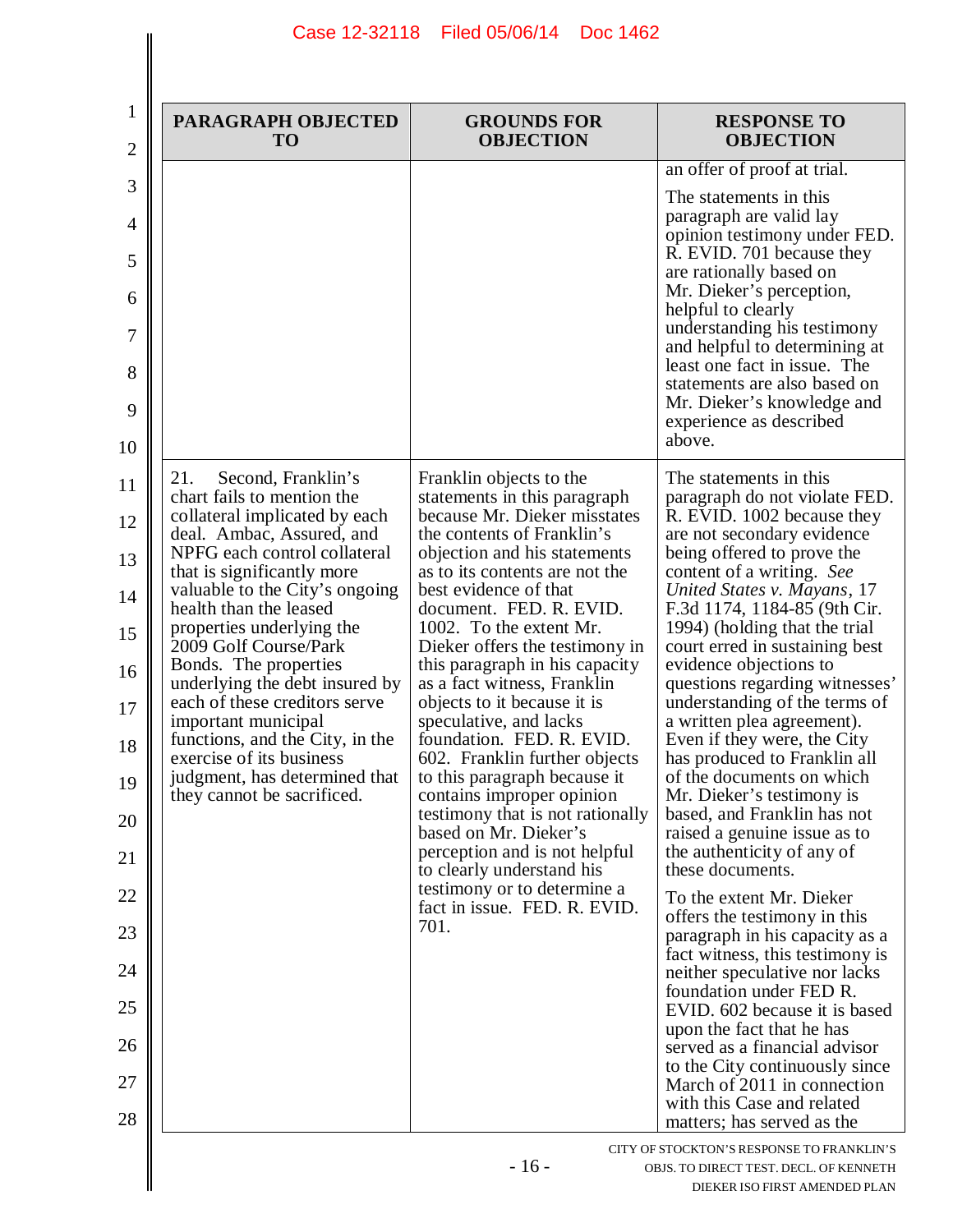| PARAGRAPH OBJECTED TO | GROUNDS FOR OBJECTION | RESPONSE TO OBJECTION |
|---|---|---|
| | | an offer of proof at trial. The statements in this paragraph are valid lay opinion testimony under FED. R. EVID. 701 because they are rationally based on Mr. Dieker's perception, helpful to clearly understanding his testimony and helpful to determining at least one fact in issue. The statements are also based on Mr. Dieker's knowledge and experience as described above. |
| 21. Second, Franklin's chart fails to mention the collateral implicated by each deal. Ambac, Assured, and NPFG each control collateral that is significantly more valuable to the City's ongoing health than the leased properties underlying the 2009 Golf Course/Park Bonds. The properties underlying the debt insured by each of these creditors serve important municipal functions, and the City, in the exercise of its business judgment, has determined that they cannot be sacrificed. | Franklin objects to the statements in this paragraph because Mr. Dieker misstates the contents of Franklin's objection and his statements as to its contents are not the best evidence of that document. FED. R. EVID. 1002. To the extent Mr. Dieker offers the testimony in this paragraph in his capacity as a fact witness, Franklin objects to it because it is speculative, and lacks foundation. FED. R. EVID. 602. Franklin further objects to this paragraph because it contains improper opinion testimony that is not rationally based on Mr. Dieker's perception and is not helpful to clearly understand his testimony or to determine a fact in issue. FED. R. EVID. 701. | The statements in this paragraph do not violate FED. R. EVID. 1002 because they are not secondary evidence being offered to prove the content of a writing. *See United States v. Mayans*, 17 F.3d 1174, 1184-85 (9th Cir. 1994) (holding that the trial court erred in sustaining best evidence objections to questions regarding witnesses' understanding of the terms of a written plea agreement). Even if they were, the City has produced to Franklin all of the documents on which Mr. Dieker's testimony is based, and Franklin has not raised a genuine issue as to the authenticity of any of these documents. To the extent Mr. Dieker offers the testimony in this paragraph in his capacity as a fact witness, this testimony is neither speculative nor lacks foundation under FED R. EVID. 602 because it is based upon the fact that he has served as a financial advisor to the City continuously since March of 2011 in connection with this Case and related matters; has served as the |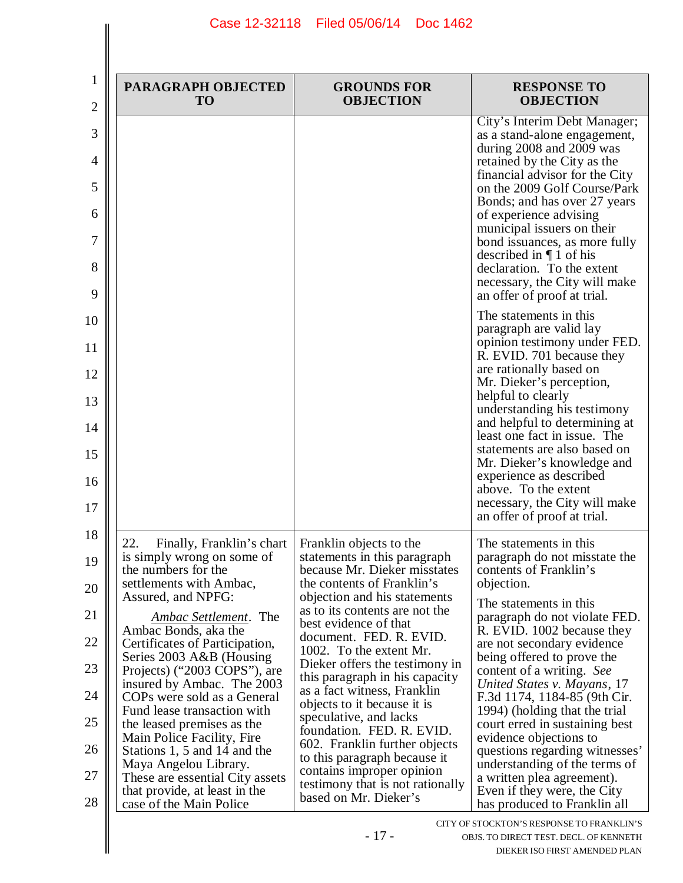| PARAGRAPH OBJECTED TO | GROUNDS FOR OBJECTION | RESPONSE TO OBJECTION |
|---|---|---|
| | | City's Interim Debt Manager; as a stand-alone engagement, during 2008 and 2009 was retained by the City as the financial advisor for the City on the 2009 Golf Course/Park Bonds; and has over 27 years of experience advising municipal issuers on their bond issuances, as more fully described in ¶ 1 of his declaration. To the extent necessary, the City will make an offer of proof at trial.<br><br>The statements in this paragraph are valid lay opinion testimony under FED. R. EVID. 701 because they are rationally based on Mr. Dieker's perception, helpful to clearly understanding his testimony and helpful to determining at least one fact in issue. The statements are also based on Mr. Dieker's knowledge and experience as described above. To the extent necessary, the City will make an offer of proof at trial. |
| 22. Finally, Franklin's chart is simply wrong on some of the numbers for the settlements with Ambac, Assured, and NPFG:<br><br>*Ambac Settlement*. The Ambac Bonds, aka the Certificates of Participation, Series 2003 A&B (Housing Projects) ("2003 COPS"), are insured by Ambac. The 2003 COPs were sold as a General Fund lease transaction with the leased premises as the Main Police Facility, Fire Stations 1, 5 and 14 and the Maya Angelou Library. These are essential City assets that provide, at least in the case of the Main Police | Franklin objects to the statements in this paragraph because Mr. Dieker misstates the contents of Franklin's objection and his statements as to its contents are not the best evidence of that document. FED. R. EVID. 1002. To the extent Mr. Dieker offers the testimony in this paragraph in his capacity as a fact witness, Franklin objects to it because it is speculative, and lacks foundation. FED. R. EVID. 602. Franklin further objects to this paragraph because it contains improper opinion testimony that is not rationally based on Mr. Dieker's | The statements in this paragraph do not misstate the contents of Franklin's objection.<br><br>The statements in this paragraph do not violate FED. R. EVID. 1002 because they are not secondary evidence being offered to prove the content of a writing. *See United States v. Mayans*, 17 F.3d 1174, 1184-85 (9th Cir. 1994) (holding that the trial court erred in sustaining best evidence objections to questions regarding witnesses' understanding of the terms of a written plea agreement). Even if they were, the City has produced to Franklin all |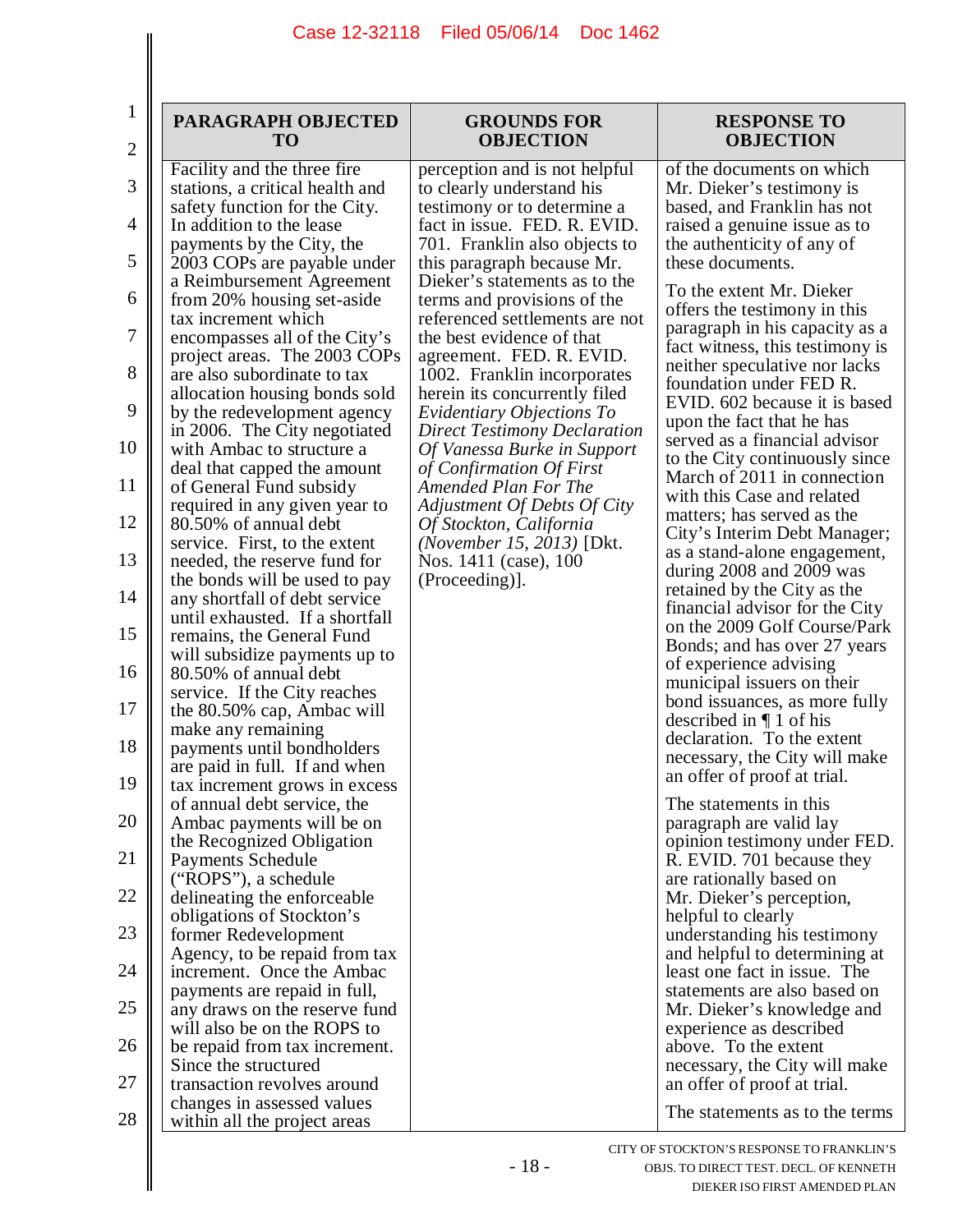| PARAGRAPH OBJECTED TO | GROUNDS FOR OBJECTION | RESPONSE TO OBJECTION |
|---|---|---|
| Facility and the three fire stations, a critical health and safety function for the City. In addition to the lease payments by the City, the 2003 COPs are payable under a Reimbursement Agreement from 20% housing set-aside tax increment which encompasses all of the City's project areas. The 2003 COPs are also subordinate to tax allocation housing bonds sold by the redevelopment agency in 2006. The City negotiated with Ambac to structure a deal that capped the amount of General Fund subsidy required in any given year to 80.50% of annual debt service. First, to the extent needed, the reserve fund for the bonds will be used to pay any shortfall of debt service until exhausted. If a shortfall remains, the General Fund will subsidize payments up to 80.50% of annual debt service. If the City reaches the 80.50% cap, Ambac will make any remaining payments until bondholders are paid in full. If and when tax increment grows in excess of annual debt service, the Ambac payments will be on the Recognized Obligation Payments Schedule ("ROPS"), a schedule delineating the enforceable obligations of Stockton's former Redevelopment Agency, to be repaid from tax increment. Once the Ambac payments are repaid in full, any draws on the reserve fund will also be on the ROPS to be repaid from tax increment. Since the structured transaction revolves around changes in assessed values within all the project areas | perception and is not helpful to clearly understand his testimony or to determine a fact in issue. FED. R. EVID. 701. Franklin also objects to this paragraph because Mr. Dieker's statements as to the terms and provisions of the referenced settlements are not the best evidence of that agreement. FED. R. EVID. 1002. Franklin incorporates herein its concurrently filed *Evidentiary Objections To Direct Testimony Declaration Of Vanessa Burke in Support of Confirmation Of First Amended Plan For The Adjustment Of Debts Of City Of Stockton, California (November 15, 2013)* [Dkt. Nos. 1411 (case), 100 (Proceeding)]. | of the documents on which Mr. Dieker's testimony is based, and Franklin has not raised a genuine issue as to the authenticity of any of these documents.<br><br>To the extent Mr. Dieker offers the testimony in this paragraph in his capacity as a fact witness, this testimony is neither speculative nor lacks foundation under FED R. EVID. 602 because it is based upon the fact that he has served as a financial advisor to the City continuously since March of 2011 in connection with this Case and related matters; has served as the City's Interim Debt Manager; as a stand-alone engagement, during 2008 and 2009 was retained by the City as the financial advisor for the City on the 2009 Golf Course/Park Bonds; and has over 27 years of experience advising municipal issuers on their bond issuances, as more fully described in ¶ 1 of his declaration. To the extent necessary, the City will make an offer of proof at trial.<br><br>The statements in this paragraph are valid lay opinion testimony under FED. R. EVID. 701 because they are rationally based on Mr. Dieker's perception, helpful to clearly understanding his testimony and helpful to determining at least one fact in issue. The statements are also based on Mr. Dieker's knowledge and experience as described above. To the extent necessary, the City will make an offer of proof at trial.<br><br>The statements as to the terms |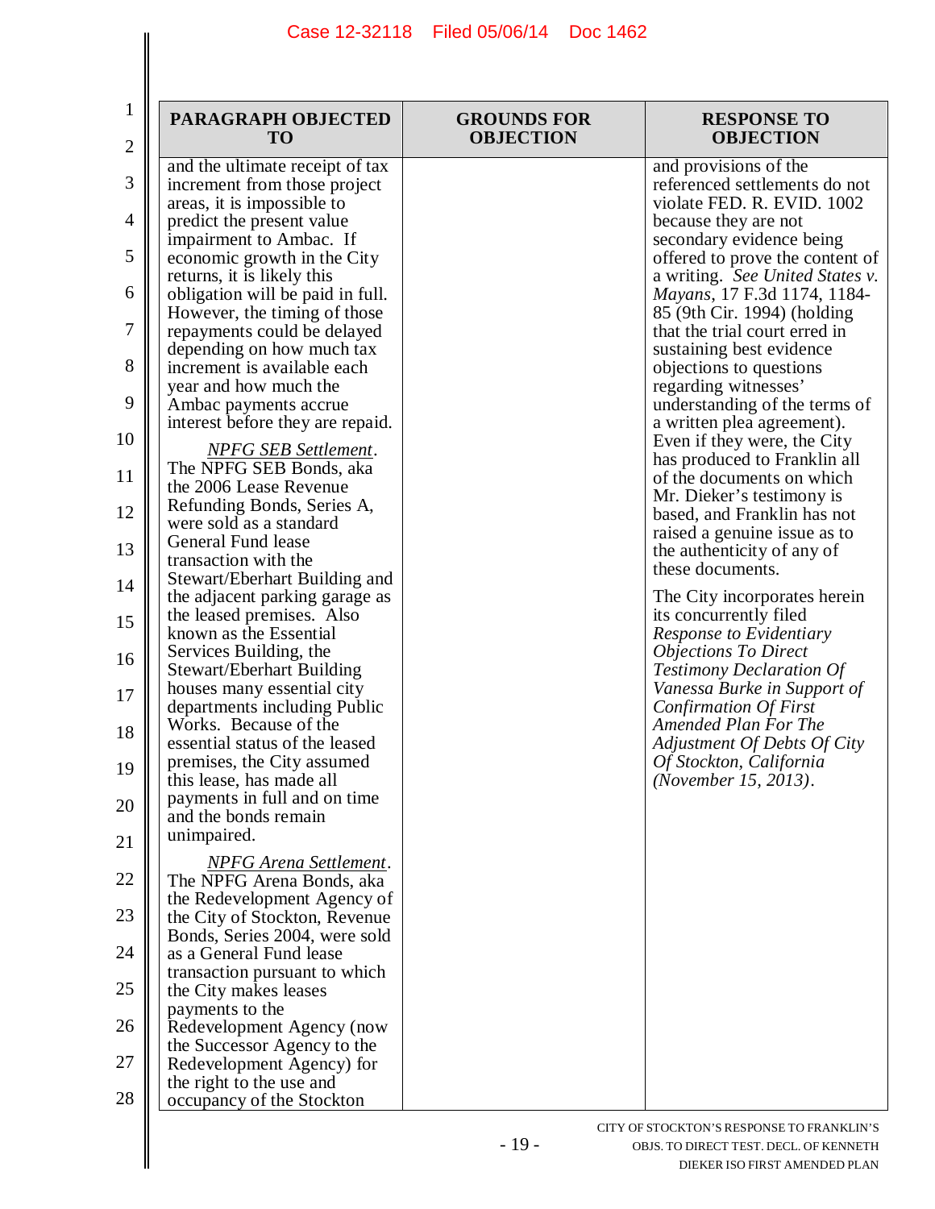| PARAGRAPH OBJECTED TO | GROUNDS FOR OBJECTION | RESPONSE TO OBJECTION |
|---|---|---|
| and the ultimate receipt of tax increment from those project areas, it is impossible to predict the present value impairment to Ambac. If economic growth in the City returns, it is likely this obligation will be paid in full. However, the timing of those repayments could be delayed depending on how much tax increment is available each year and how much the Ambac payments accrue interest before they are repaid.<br><br>*NPFG SEB Settlement*. The NPFG SEB Bonds, aka the 2006 Lease Revenue Refunding Bonds, Series A, were sold as a standard General Fund lease transaction with the Stewart/Eberhart Building and the adjacent parking garage as the leased premises. Also known as the Essential Services Building, the Stewart/Eberhart Building houses many essential city departments including Public Works. Because of the essential status of the leased premises, the City assumed this lease, has made all payments in full and on time and the bonds remain unimpaired.<br><br>*NPFG Arena Settlement*. The NPFG Arena Bonds, aka the Redevelopment Agency of the City of Stockton, Revenue Bonds, Series 2004, were sold as a General Fund lease transaction pursuant to which the City makes leases payments to the Redevelopment Agency (now the Successor Agency to the Redevelopment Agency) for the right to the use and occupancy of the Stockton | | and provisions of the referenced settlements do not violate FED. R. EVID. 1002 because they are not secondary evidence being offered to prove the content of a writing. *See United States v. Mayans*, 17 F.3d 1174, 1184-85 (9th Cir. 1994) (holding that the trial court erred in sustaining best evidence objections to questions regarding witnesses' understanding of the terms of a written plea agreement). Even if they were, the City has produced to Franklin all of the documents on which Mr. Dieker's testimony is based, and Franklin has not raised a genuine issue as to the authenticity of any of these documents.<br><br>The City incorporates herein its concurrently filed *Response to Evidentiary Objections To Direct Testimony Declaration Of Vanessa Burke in Support of Confirmation Of First Amended Plan For The Adjustment Of Debts Of City Of Stockton, California (November 15, 2013)*. |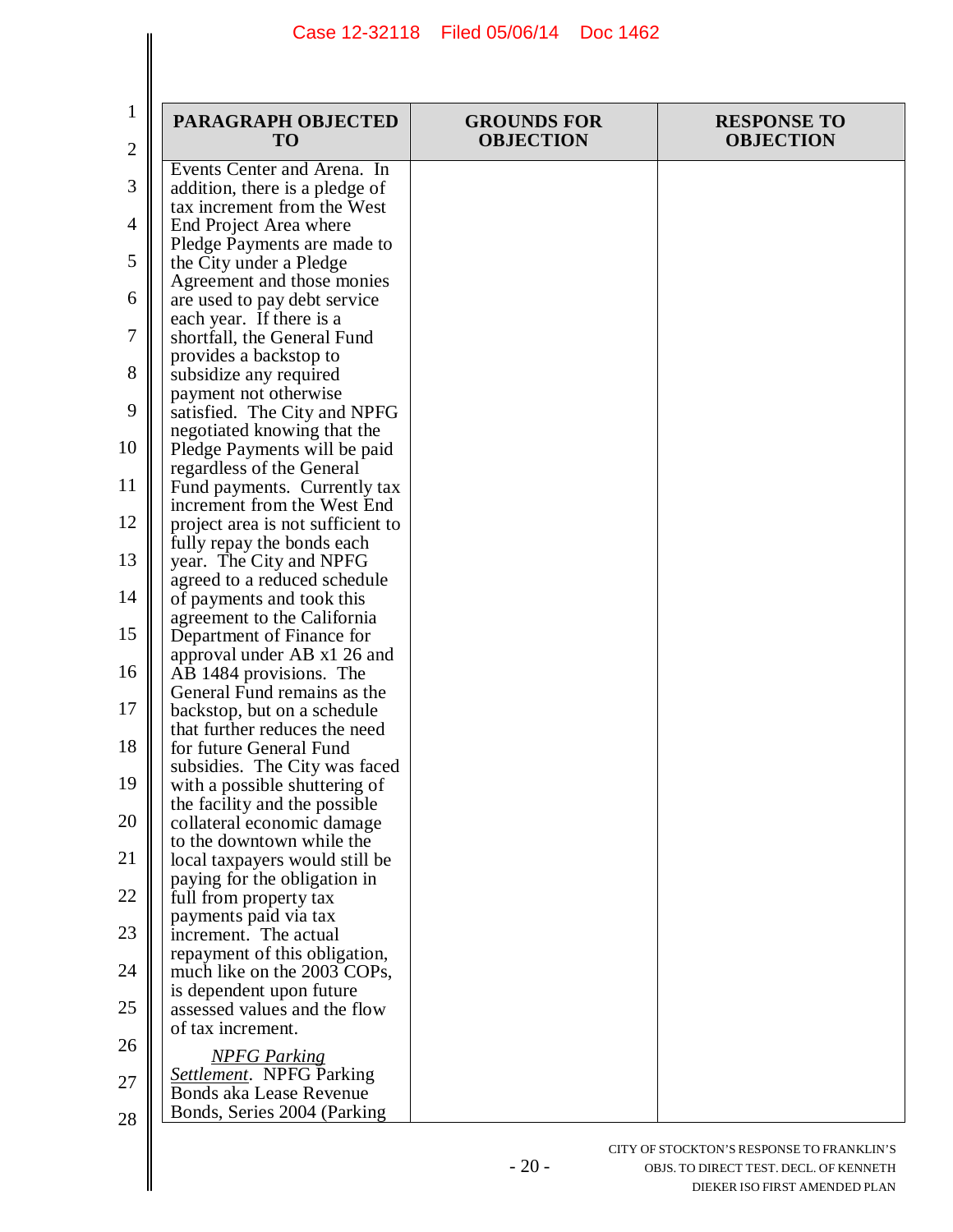| PARAGRAPH OBJECTED TO | GROUNDS FOR OBJECTION | RESPONSE TO OBJECTION |
|---|---|---|
| Events Center and Arena. In addition, there is a pledge of tax increment from the West End Project Area where Pledge Payments are made to the City under a Pledge Agreement and those monies are used to pay debt service each year. If there is a shortfall, the General Fund provides a backstop to subsidize any required payment not otherwise satisfied. The City and NPFG negotiated knowing that the Pledge Payments will be paid regardless of the General Fund payments. Currently tax increment from the West End project area is not sufficient to fully repay the bonds each year. The City and NPFG agreed to a reduced schedule of payments and took this agreement to the California Department of Finance for approval under AB x1 26 and AB 1484 provisions. The General Fund remains as the backstop, but on a schedule that further reduces the need for future General Fund subsidies. The City was faced with a possible shuttering of the facility and the possible collateral economic damage to the downtown while the local taxpayers would still be paying for the obligation in full from property tax payments paid via tax increment. The actual repayment of this obligation, much like on the 2003 COPs, is dependent upon future assessed values and the flow of tax increment.<br><br>*NPFG Parking Settlement*. NPFG Parking Bonds aka Lease Revenue Bonds, Series 2004 (Parking | | |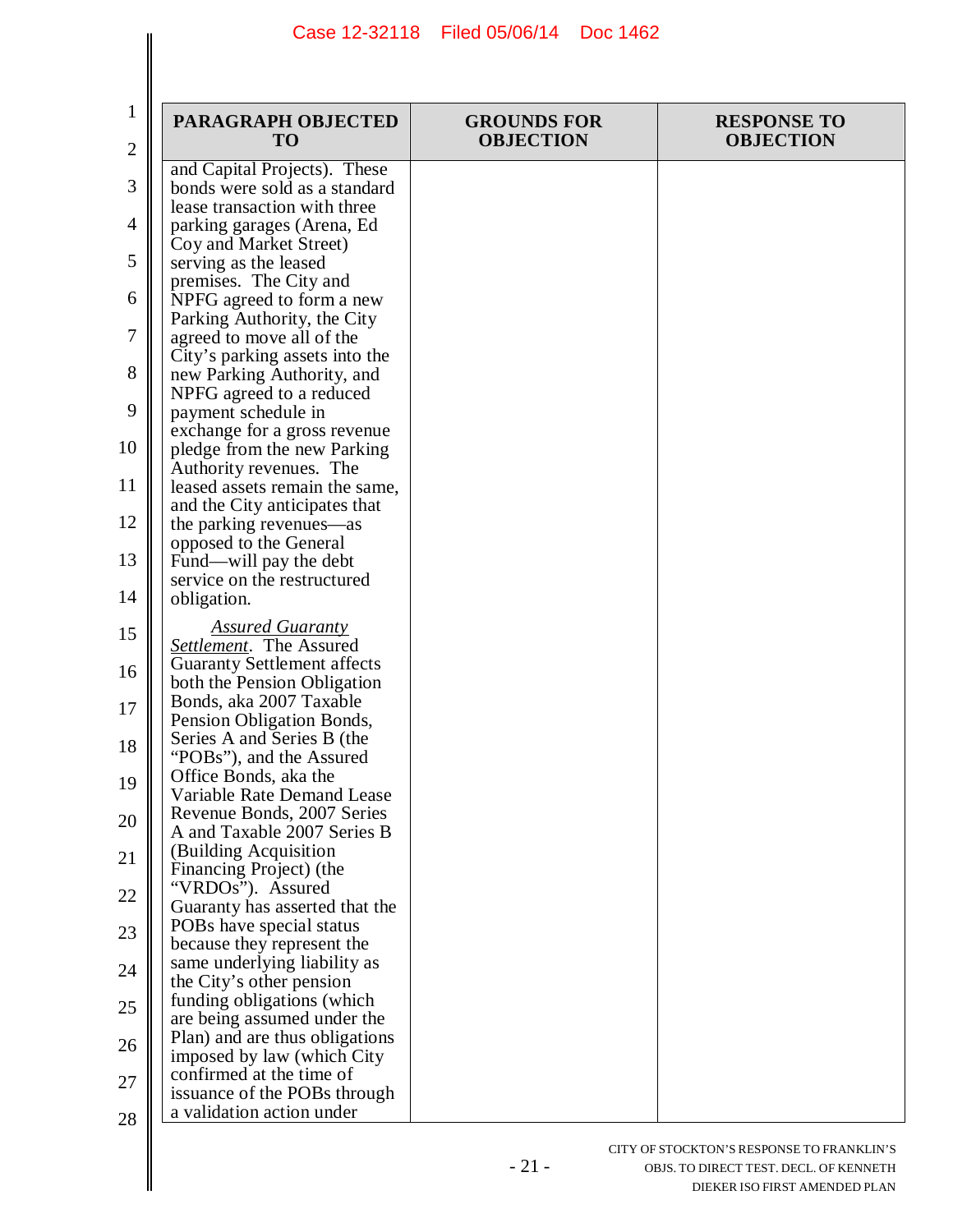| PARAGRAPH OBJECTED TO | GROUNDS FOR OBJECTION | RESPONSE TO OBJECTION |
| --- | --- | --- |
| and Capital Projects). These bonds were sold as a standard lease transaction with three parking garages (Arena, Ed Coy and Market Street) serving as the leased premises. The City and NPFG agreed to form a new Parking Authority, the City agreed to move all of the City's parking assets into the new Parking Authority, and NPFG agreed to a reduced payment schedule in exchange for a gross revenue pledge from the new Parking Authority revenues. The leased assets remain the same, and the City anticipates that the parking revenues—as opposed to the General Fund—will pay the debt service on the restructured obligation.<br><br>*Assured Guaranty Settlement*. The Assured Guaranty Settlement affects both the Pension Obligation Bonds, aka 2007 Taxable Pension Obligation Bonds, Series A and Series B (the "POBs"), and the Assured Office Bonds, aka the Variable Rate Demand Lease Revenue Bonds, 2007 Series A and Taxable 2007 Series B (Building Acquisition Financing Project) (the "VRDOs"). Assured Guaranty has asserted that the POBs have special status because they represent the same underlying liability as the City's other pension funding obligations (which are being assumed under the Plan) and are thus obligations imposed by law (which City confirmed at the time of issuance of the POBs through a validation action under | | |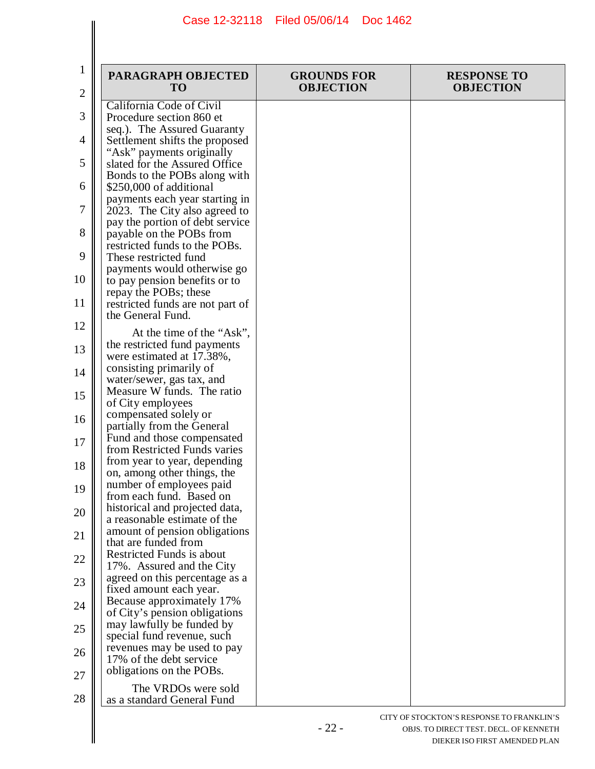| PARAGRAPH OBJECTED TO | GROUNDS FOR OBJECTION | RESPONSE TO OBJECTION |
|---|---|---|
| California Code of Civil Procedure section 860 et seq.). The Assured Guaranty Settlement shifts the proposed "Ask" payments originally slated for the Assured Office Bonds to the POBs along with $250,000 of additional payments each year starting in 2023. The City also agreed to pay the portion of debt service payable on the POBs from restricted funds to the POBs. These restricted fund payments would otherwise go to pay pension benefits or to repay the POBs; these restricted funds are not part of the General Fund.<br><br>At the time of the "Ask", the restricted fund payments were estimated at 17.38%, consisting primarily of water/sewer, gas tax, and Measure W funds. The ratio of City employees compensated solely or partially from the General Fund and those compensated from Restricted Funds varies from year to year, depending on, among other things, the number of employees paid from each fund. Based on historical and projected data, a reasonable estimate of the amount of pension obligations that are funded from Restricted Funds is about 17%. Assured and the City agreed on this percentage as a fixed amount each year. Because approximately 17% of City's pension obligations may lawfully be funded by special fund revenue, such revenues may be used to pay 17% of the debt service obligations on the POBs.<br><br>The VRDOs were sold as a standard General Fund | | |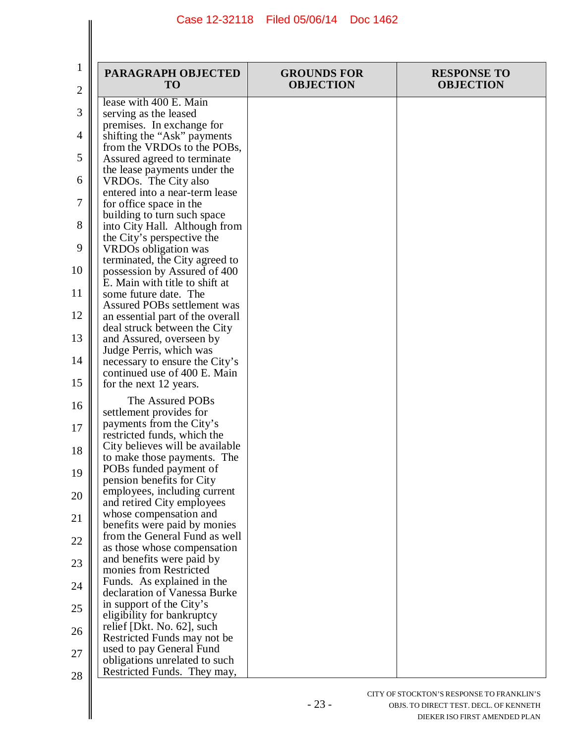| PARAGRAPH OBJECTED TO | GROUNDS FOR OBJECTION | RESPONSE TO OBJECTION |
|---|---|---|
| lease with 400 E. Main serving as the leased premises. In exchange for shifting the "Ask" payments from the VRDOs to the POBs, Assured agreed to terminate the lease payments under the VRDOs. The City also entered into a near-term lease for office space in the building to turn such space into City Hall. Although from the City's perspective the VRDOs obligation was terminated, the City agreed to possession by Assured of 400 E. Main with title to shift at some future date. The Assured POBs settlement was an essential part of the overall deal struck between the City and Assured, overseen by Judge Perris, which was necessary to ensure the City's continued use of 400 E. Main for the next 12 years.<br><br>The Assured POBs settlement provides for payments from the City's restricted funds, which the City believes will be available to make those payments. The POBs funded payment of pension benefits for City employees, including current and retired City employees whose compensation and benefits were paid by monies from the General Fund as well as those whose compensation and benefits were paid by monies from Restricted Funds. As explained in the declaration of Vanessa Burke in support of the City's eligibility for bankruptcy relief [Dkt. No. 62], such Restricted Funds may not be used to pay General Fund obligations unrelated to such Restricted Funds. They may, | | |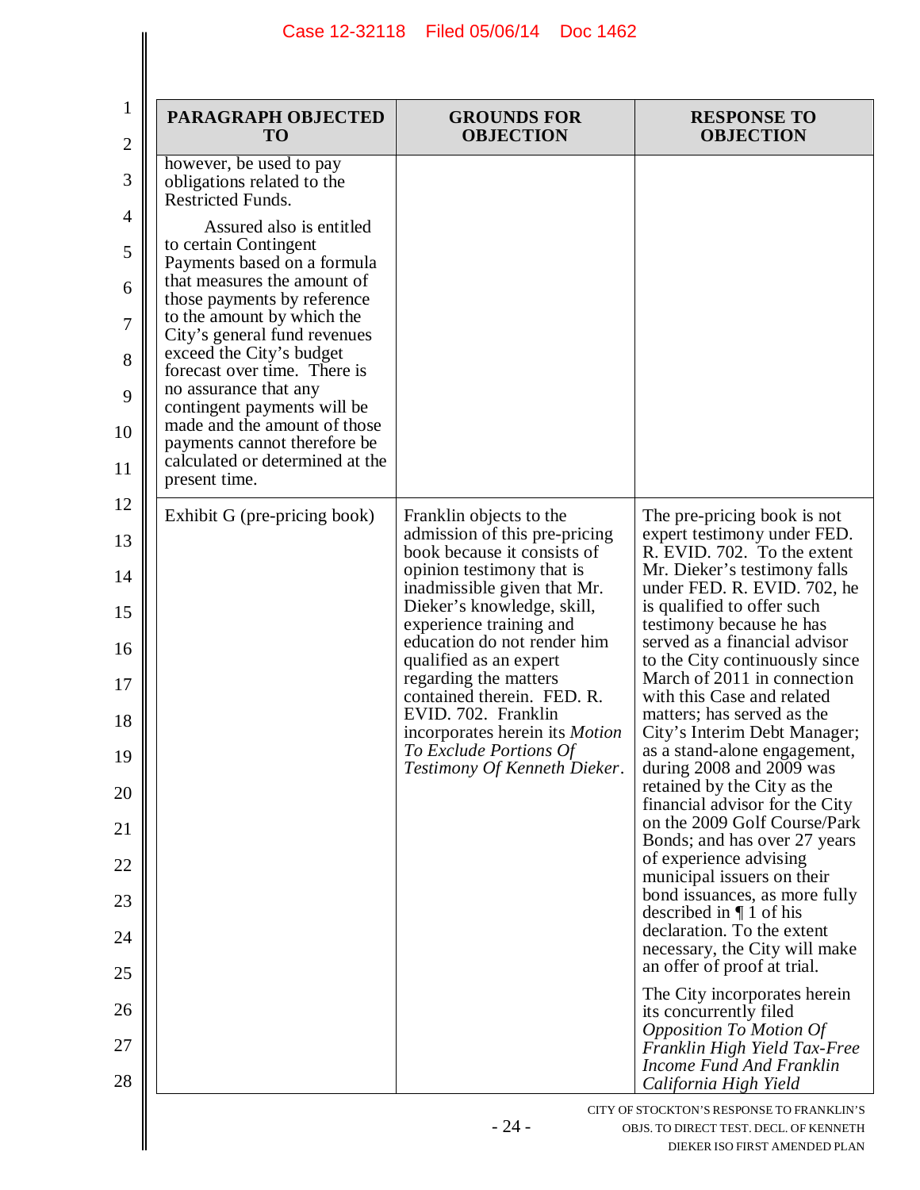| PARAGRAPH OBJECTED TO | GROUNDS FOR OBJECTION | RESPONSE TO OBJECTION |
|---|---|---|
| however, be used to pay obligations related to the Restricted Funds.<br><br>Assured also is entitled to certain Contingent Payments based on a formula that measures the amount of those payments by reference to the amount by which the City's general fund revenues exceed the City's budget forecast over time. There is no assurance that any contingent payments will be made and the amount of those payments cannot therefore be calculated or determined at the present time. | | |
| Exhibit G (pre-pricing book) | Franklin objects to the admission of this pre-pricing book because it consists of opinion testimony that is inadmissible given that Mr. Dieker's knowledge, skill, experience training and education do not render him qualified as an expert regarding the matters contained therein. FED. R. EVID. 702. Franklin incorporates herein its *Motion To Exclude Portions Of Testimony Of Kenneth Dieker*. | The pre-pricing book is not expert testimony under FED. R. EVID. 702. To the extent Mr. Dieker's testimony falls under FED. R. EVID. 702, he is qualified to offer such testimony because he has served as a financial advisor to the City continuously since March of 2011 in connection with this Case and related matters; has served as the City's Interim Debt Manager; as a stand-alone engagement, during 2008 and 2009 was retained by the City as the financial advisor for the City on the 2009 Golf Course/Park Bonds; and has over 27 years of experience advising municipal issuers on their bond issuances, as more fully described in ¶ 1 of his declaration. To the extent necessary, the City will make an offer of proof at trial.<br><br>The City incorporates herein its concurrently filed *Opposition To Motion Of Franklin High Yield Tax-Free Income Fund And Franklin California High Yield* |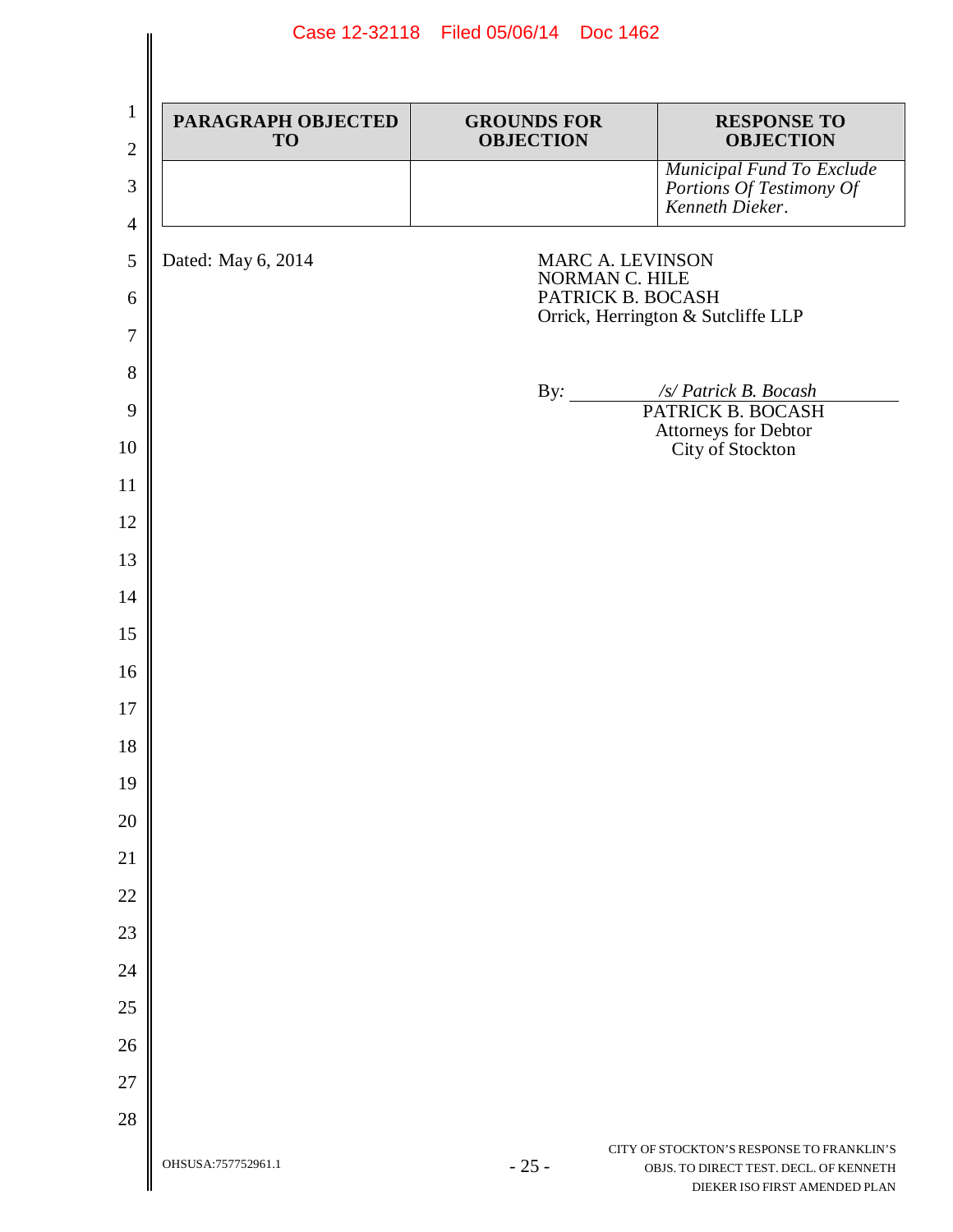| PARAGRAPH OBJECTED TO | GROUNDS FOR OBJECTION | RESPONSE TO OBJECTION |
|---|---|---|
| | | *Municipal Fund To Exclude Portions Of Testimony Of Kenneth Dieker*. |

Dated: May 6, 2014

MARC A. LEVINSON
NORMAN C. HILE
PATRICK B. BOCASH
Orrick, Herrington & Sutcliffe LLP

By: */s/ Patrick B. Bocash*
PATRICK B. BOCASH
Attorneys for Debtor
City of Stockton